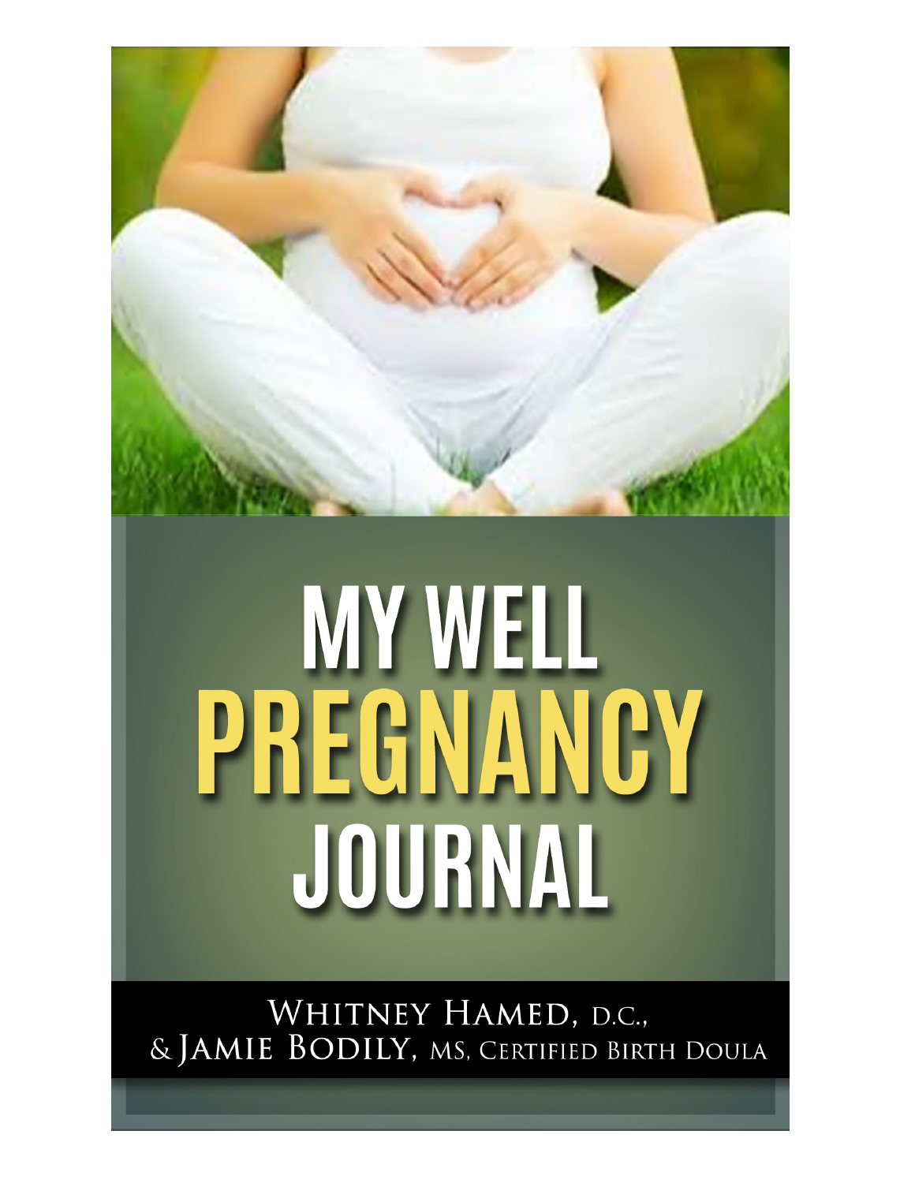# MY WELL PREGNANCY JOURNAL

WHITNEY HAMED, D.C.,
& JAMIE BODILY, MS, CERTIFIED BIRTH DOULA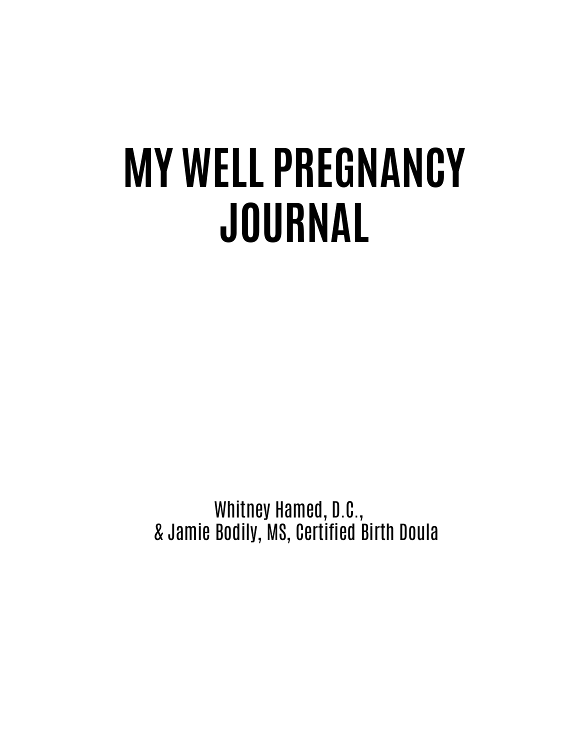# MY WELL PREGNANCY JOURNAL

Whitney Hamed, D.C.,
& Jamie Bodily, MS, Certified Birth Doula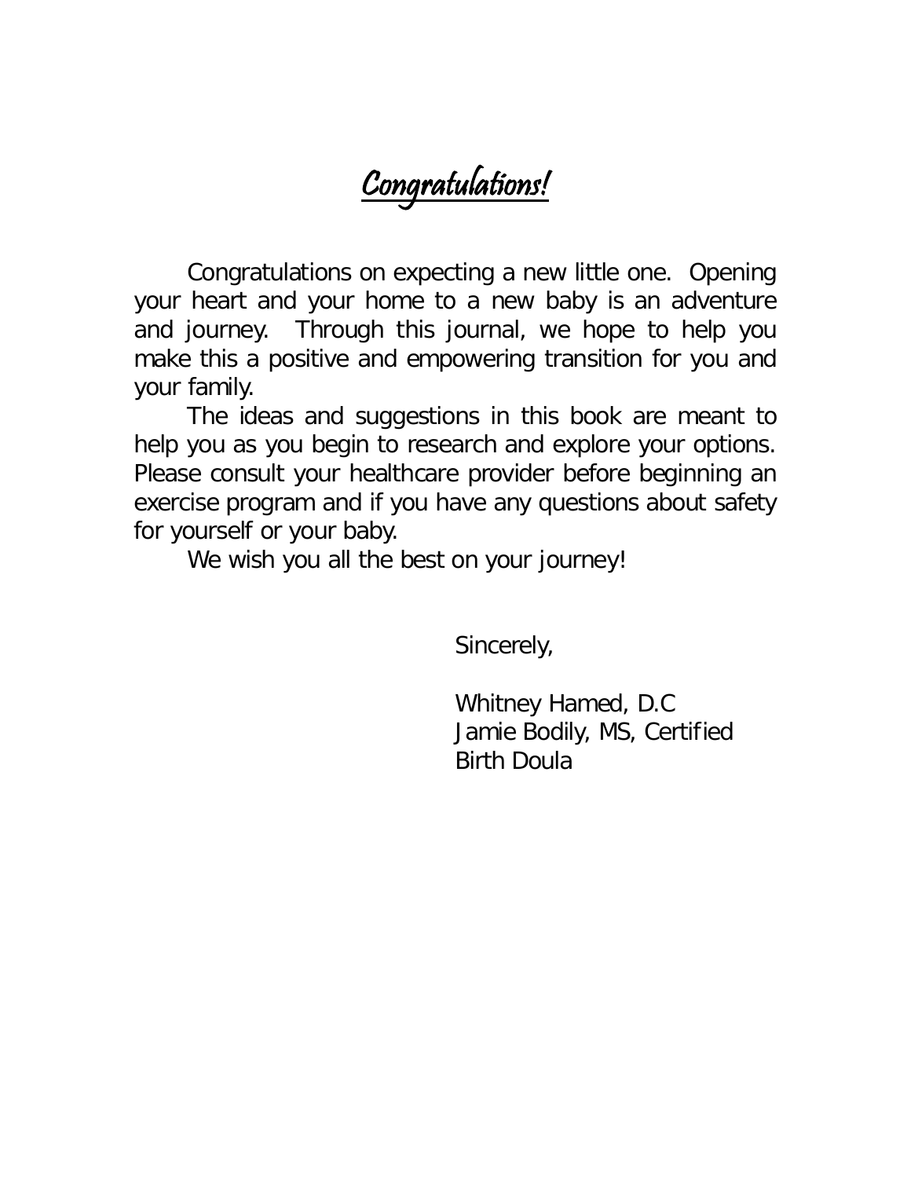# Congratulations!

Congratulations on expecting a new little one. Opening your heart and your home to a new baby is an adventure and journey. Through this journal, we hope to help you make this a positive and empowering transition for you and your family.

The ideas and suggestions in this book are meant to help you as you begin to research and explore your options. Please consult your healthcare provider before beginning an exercise program and if you have any questions about safety for yourself or your baby.

We wish you all the best on your journey!

Sincerely,

Whitney Hamed, D.C
Jamie Bodily, MS, Certified
Birth Doula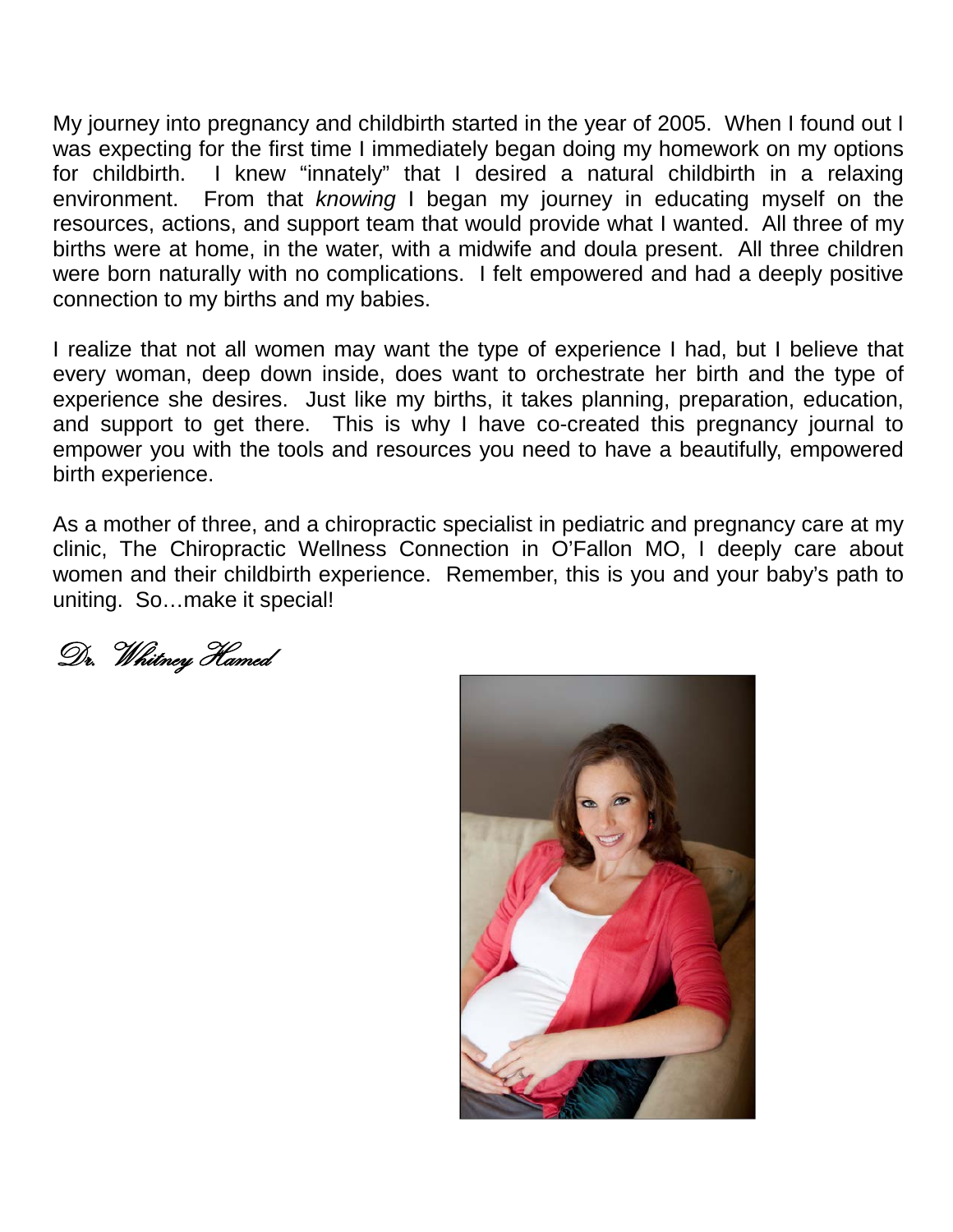My journey into pregnancy and childbirth started in the year of 2005. When I found out I was expecting for the first time I immediately began doing my homework on my options for childbirth. I knew "innately" that I desired a natural childbirth in a relaxing environment. From that *knowing* I began my journey in educating myself on the resources, actions, and support team that would provide what I wanted. All three of my births were at home, in the water, with a midwife and doula present. All three children were born naturally with no complications. I felt empowered and had a deeply positive connection to my births and my babies.

I realize that not all women may want the type of experience I had, but I believe that every woman, deep down inside, does want to orchestrate her birth and the type of experience she desires. Just like my births, it takes planning, preparation, education, and support to get there. This is why I have co-created this pregnancy journal to empower you with the tools and resources you need to have a beautifully, empowered birth experience.

As a mother of three, and a chiropractic specialist in pediatric and pregnancy care at my clinic, The Chiropractic Wellness Connection in O'Fallon MO, I deeply care about women and their childbirth experience. Remember, this is you and your baby's path to uniting. So…make it special!

*Dr. Whitney Hamed*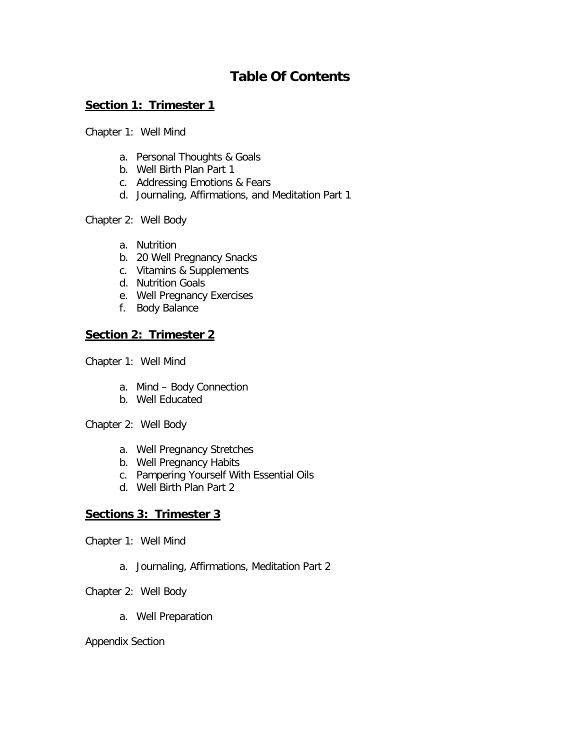# Table Of Contents

## Section 1: Trimester 1

Chapter 1: Well Mind

a. Personal Thoughts & Goals
b. Well Birth Plan Part 1
c. Addressing Emotions & Fears
d. Journaling, Affirmations, and Meditation Part 1

Chapter 2: Well Body

a. Nutrition
b. 20 Well Pregnancy Snacks
c. Vitamins & Supplements
d. Nutrition Goals
e. Well Pregnancy Exercises
f. Body Balance

## Section 2: Trimester 2

Chapter 1: Well Mind

a. Mind – Body Connection
b. Well Educated

Chapter 2: Well Body

a. Well Pregnancy Stretches
b. Well Pregnancy Habits
c. Pampering Yourself With Essential Oils
d. Well Birth Plan Part 2

## Sections 3: Trimester 3

Chapter 1: Well Mind

a. Journaling, Affirmations, Meditation Part 2

Chapter 2: Well Body

a. Well Preparation

Appendix Section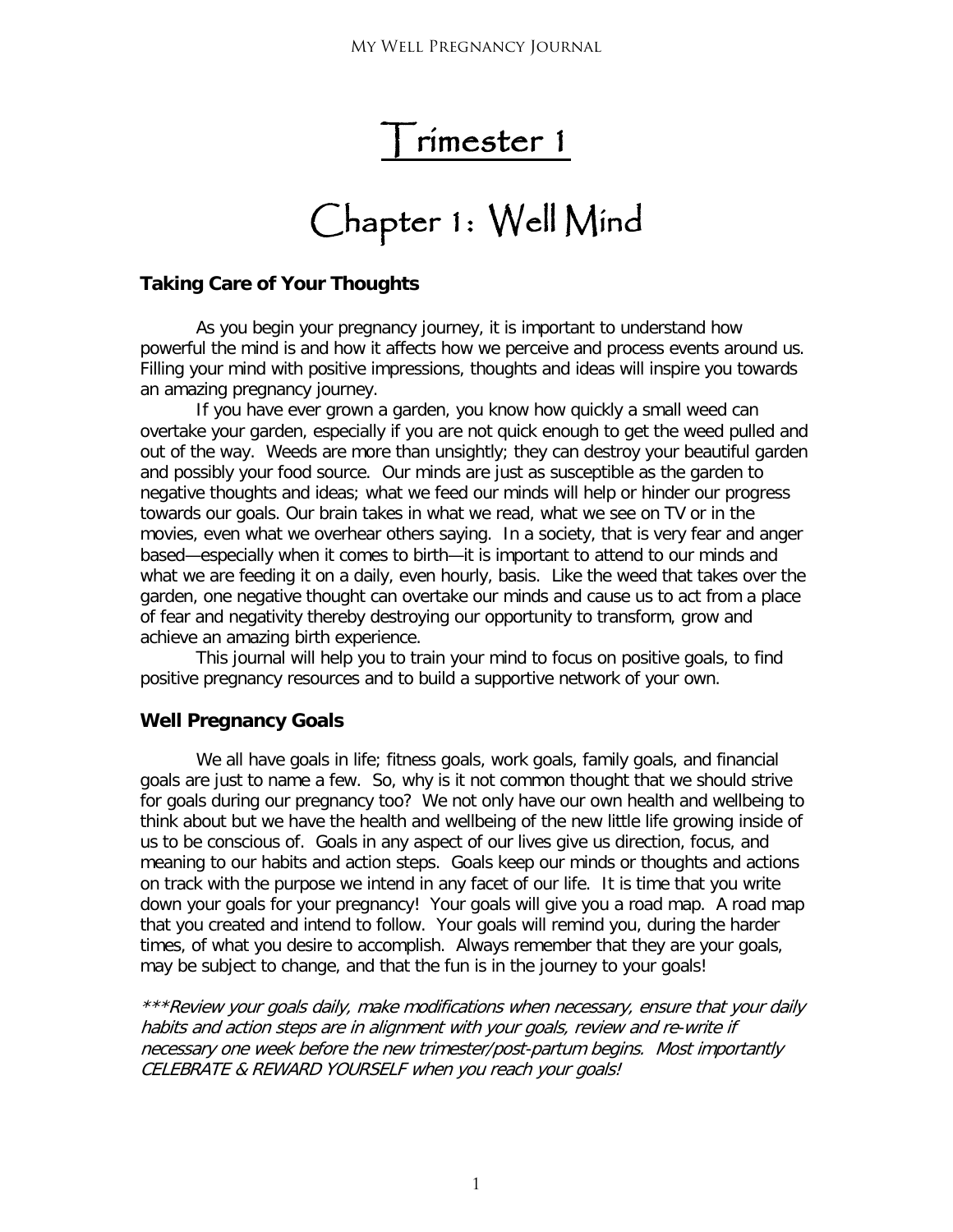# Trimester 1

# Chapter 1: Well Mind

### Taking Care of Your Thoughts

As you begin your pregnancy journey, it is important to understand how powerful the mind is and how it affects how we perceive and process events around us. Filling your mind with positive impressions, thoughts and ideas will inspire you towards an amazing pregnancy journey.

If you have ever grown a garden, you know how quickly a small weed can overtake your garden, especially if you are not quick enough to get the weed pulled and out of the way. Weeds are more than unsightly; they can destroy your beautiful garden and possibly your food source. Our minds are just as susceptible as the garden to negative thoughts and ideas; what we feed our minds will help or hinder our progress towards our goals. Our brain takes in what we read, what we see on TV or in the movies, even what we overhear others saying. In a society, that is very fear and anger based—especially when it comes to birth—it is important to attend to our minds and what we are feeding it on a daily, even hourly, basis. Like the weed that takes over the garden, one negative thought can overtake our minds and cause us to act from a place of fear and negativity thereby destroying our opportunity to transform, grow and achieve an amazing birth experience.

This journal will help you to train your mind to focus on positive goals, to find positive pregnancy resources and to build a supportive network of your own.

### Well Pregnancy Goals

We all have goals in life; fitness goals, work goals, family goals, and financial goals are just to name a few. So, why is it not common thought that we should strive for goals during our pregnancy too? We not only have our own health and wellbeing to think about but we have the health and wellbeing of the new little life growing inside of us to be conscious of. Goals in any aspect of our lives give us direction, focus, and meaning to our habits and action steps. Goals keep our minds or thoughts and actions on track with the purpose we intend in any facet of our life. It is time that you write down your goals for your pregnancy! Your goals will give you a road map. A road map that you created and intend to follow. Your goals will remind you, during the harder times, of what you desire to accomplish. Always remember that they are your goals, may be subject to change, and that the fun is in the journey to your goals!

*\*\*\*Review your goals daily, make modifications when necessary, ensure that your daily habits and action steps are in alignment with your goals, review and re-write if necessary one week before the new trimester/post-partum begins. Most importantly CELEBRATE & REWARD YOURSELF when you reach your goals!*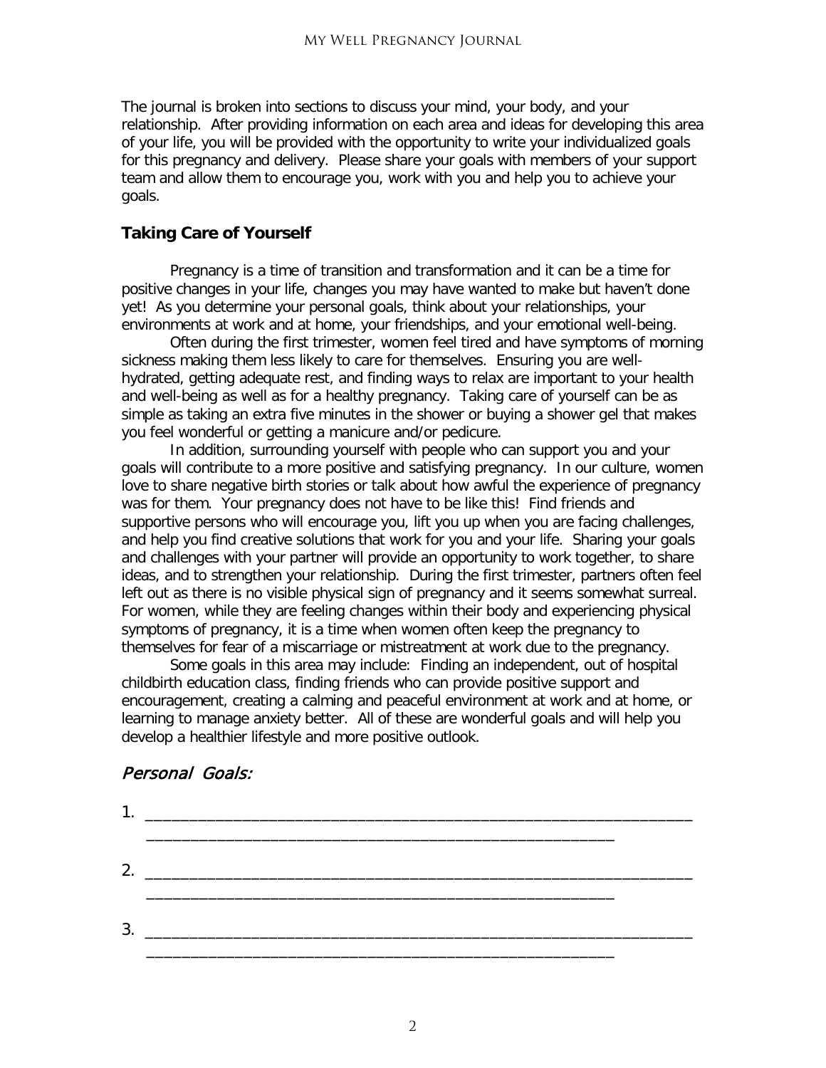The journal is broken into sections to discuss your mind, your body, and your relationship. After providing information on each area and ideas for developing this area of your life, you will be provided with the opportunity to write your individualized goals for this pregnancy and delivery. Please share your goals with members of your support team and allow them to encourage you, work with you and help you to achieve your goals.

## Taking Care of Yourself

Pregnancy is a time of transition and transformation and it can be a time for positive changes in your life, changes you may have wanted to make but haven't done yet! As you determine your personal goals, think about your relationships, your environments at work and at home, your friendships, and your emotional well-being.

Often during the first trimester, women feel tired and have symptoms of morning sickness making them less likely to care for themselves. Ensuring you are well-hydrated, getting adequate rest, and finding ways to relax are important to your health and well-being as well as for a healthy pregnancy. Taking care of yourself can be as simple as taking an extra five minutes in the shower or buying a shower gel that makes you feel wonderful or getting a manicure and/or pedicure.

In addition, surrounding yourself with people who can support you and your goals will contribute to a more positive and satisfying pregnancy. In our culture, women love to share negative birth stories or talk about how awful the experience of pregnancy was for them. Your pregnancy does not have to be like this! Find friends and supportive persons who will encourage you, lift you up when you are facing challenges, and help you find creative solutions that work for you and your life. Sharing your goals and challenges with your partner will provide an opportunity to work together, to share ideas, and to strengthen your relationship. During the first trimester, partners often feel left out as there is no visible physical sign of pregnancy and it seems somewhat surreal. For women, while they are feeling changes within their body and experiencing physical symptoms of pregnancy, it is a time when women often keep the pregnancy to themselves for fear of a miscarriage or mistreatment at work due to the pregnancy.

Some goals in this area may include: Finding an independent, out of hospital childbirth education class, finding friends who can provide positive support and encouragement, creating a calming and peaceful environment at work and at home, or learning to manage anxiety better. All of these are wonderful goals and will help you develop a healthier lifestyle and more positive outlook.

### *Personal Goals:*

1. ________________________________________________________________
   ______________________________________________________

2. ________________________________________________________________
   ______________________________________________________

3. ________________________________________________________________
   ______________________________________________________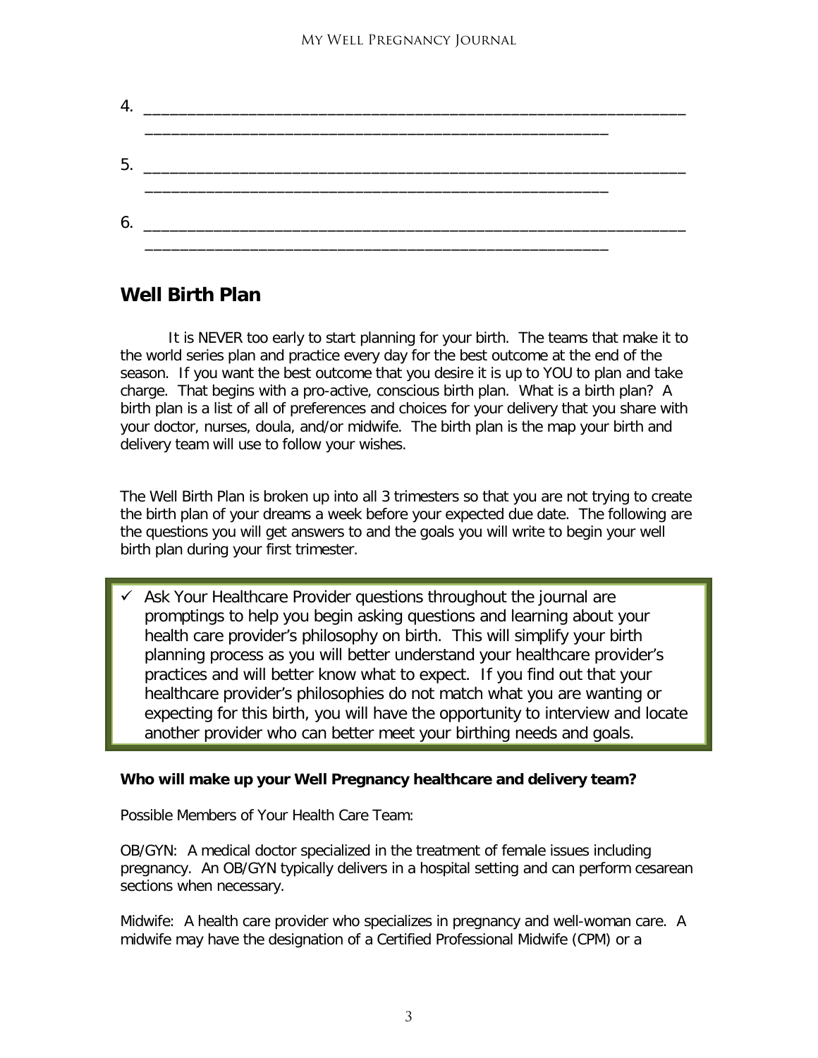4. ______________________________________________________________
   ______________________________________________________

5. ______________________________________________________________
   ______________________________________________________

6. ______________________________________________________________
   ______________________________________________________

## Well Birth Plan

It is NEVER too early to start planning for your birth. The teams that make it to the world series plan and practice every day for the best outcome at the end of the season. If you want the best outcome that you desire it is up to YOU to plan and take charge. That begins with a pro-active, conscious birth plan. What is a birth plan? A birth plan is a list of all of preferences and choices for your delivery that you share with your doctor, nurses, doula, and/or midwife. The birth plan is the map your birth and delivery team will use to follow your wishes.

The Well Birth Plan is broken up into all 3 trimesters so that you are not trying to create the birth plan of your dreams a week before your expected due date. The following are the questions you will get answers to and the goals you will write to begin your well birth plan during your first trimester.

- ✓ Ask Your Healthcare Provider questions throughout the journal are promptings to help you begin asking questions and learning about your health care provider's philosophy on birth. This will simplify your birth planning process as you will better understand your healthcare provider's practices and will better know what to expect. If you find out that your healthcare provider's philosophies do not match what you are wanting or expecting for this birth, you will have the opportunity to interview and locate another provider who can better meet your birthing needs and goals.

**Who will make up your Well Pregnancy healthcare and delivery team?**

Possible Members of Your Health Care Team:

OB/GYN: A medical doctor specialized in the treatment of female issues including pregnancy. An OB/GYN typically delivers in a hospital setting and can perform cesarean sections when necessary.

Midwife: A health care provider who specializes in pregnancy and well-woman care. A midwife may have the designation of a Certified Professional Midwife (CPM) or a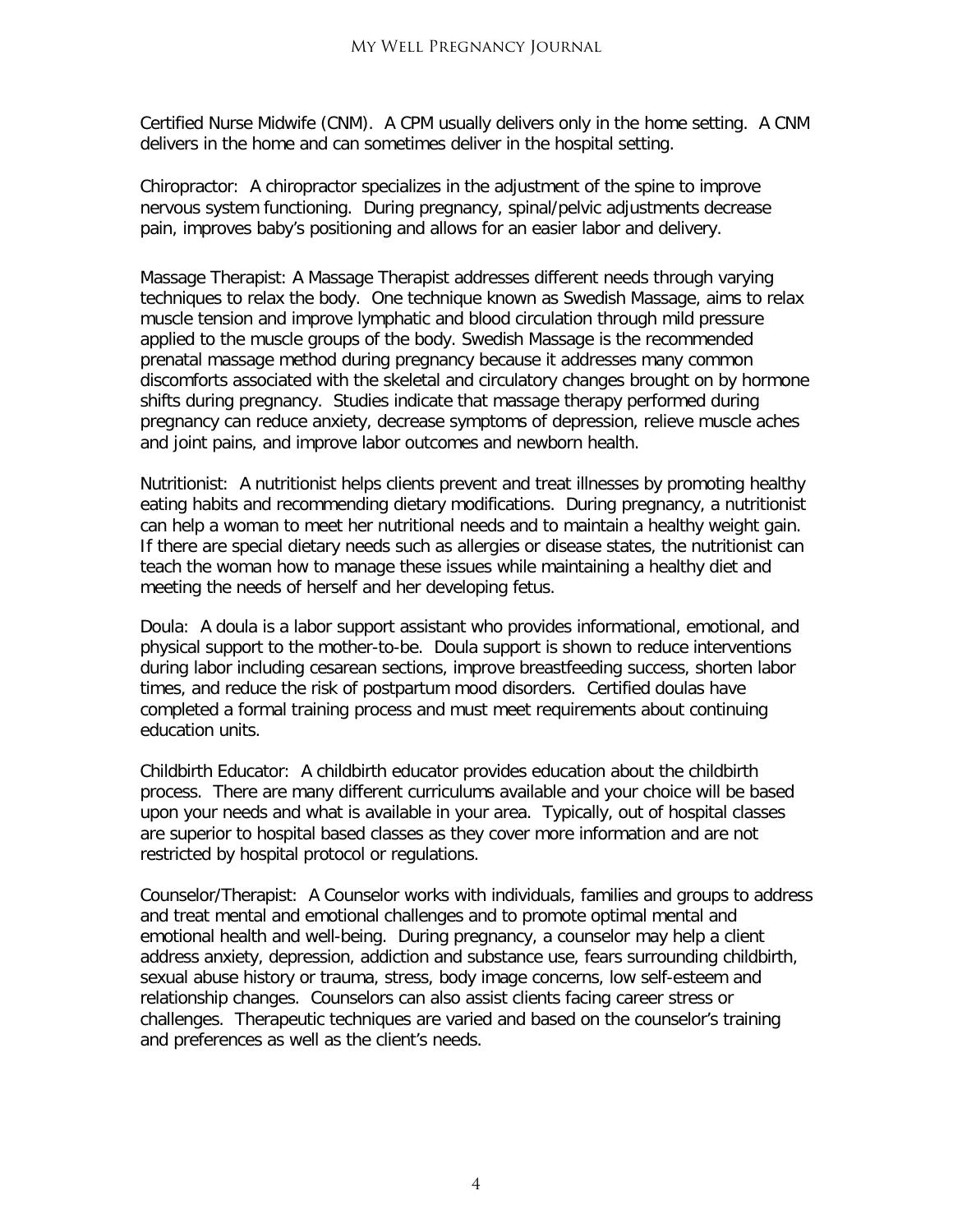Certified Nurse Midwife (CNM). A CPM usually delivers only in the home setting. A CNM delivers in the home and can sometimes deliver in the hospital setting.

Chiropractor: A chiropractor specializes in the adjustment of the spine to improve nervous system functioning. During pregnancy, spinal/pelvic adjustments decrease pain, improves baby's positioning and allows for an easier labor and delivery.

Massage Therapist: A Massage Therapist addresses different needs through varying techniques to relax the body. One technique known as Swedish Massage, aims to relax muscle tension and improve lymphatic and blood circulation through mild pressure applied to the muscle groups of the body. Swedish Massage is the recommended prenatal massage method during pregnancy because it addresses many common discomforts associated with the skeletal and circulatory changes brought on by hormone shifts during pregnancy. Studies indicate that massage therapy performed during pregnancy can reduce anxiety, decrease symptoms of depression, relieve muscle aches and joint pains, and improve labor outcomes and newborn health.

Nutritionist: A nutritionist helps clients prevent and treat illnesses by promoting healthy eating habits and recommending dietary modifications. During pregnancy, a nutritionist can help a woman to meet her nutritional needs and to maintain a healthy weight gain. If there are special dietary needs such as allergies or disease states, the nutritionist can teach the woman how to manage these issues while maintaining a healthy diet and meeting the needs of herself and her developing fetus.

Doula: A doula is a labor support assistant who provides informational, emotional, and physical support to the mother-to-be. Doula support is shown to reduce interventions during labor including cesarean sections, improve breastfeeding success, shorten labor times, and reduce the risk of postpartum mood disorders. Certified doulas have completed a formal training process and must meet requirements about continuing education units.

Childbirth Educator: A childbirth educator provides education about the childbirth process. There are many different curriculums available and your choice will be based upon your needs and what is available in your area. Typically, out of hospital classes are superior to hospital based classes as they cover more information and are not restricted by hospital protocol or regulations.

Counselor/Therapist: A Counselor works with individuals, families and groups to address and treat mental and emotional challenges and to promote optimal mental and emotional health and well-being. During pregnancy, a counselor may help a client address anxiety, depression, addiction and substance use, fears surrounding childbirth, sexual abuse history or trauma, stress, body image concerns, low self-esteem and relationship changes. Counselors can also assist clients facing career stress or challenges. Therapeutic techniques are varied and based on the counselor's training and preferences as well as the client's needs.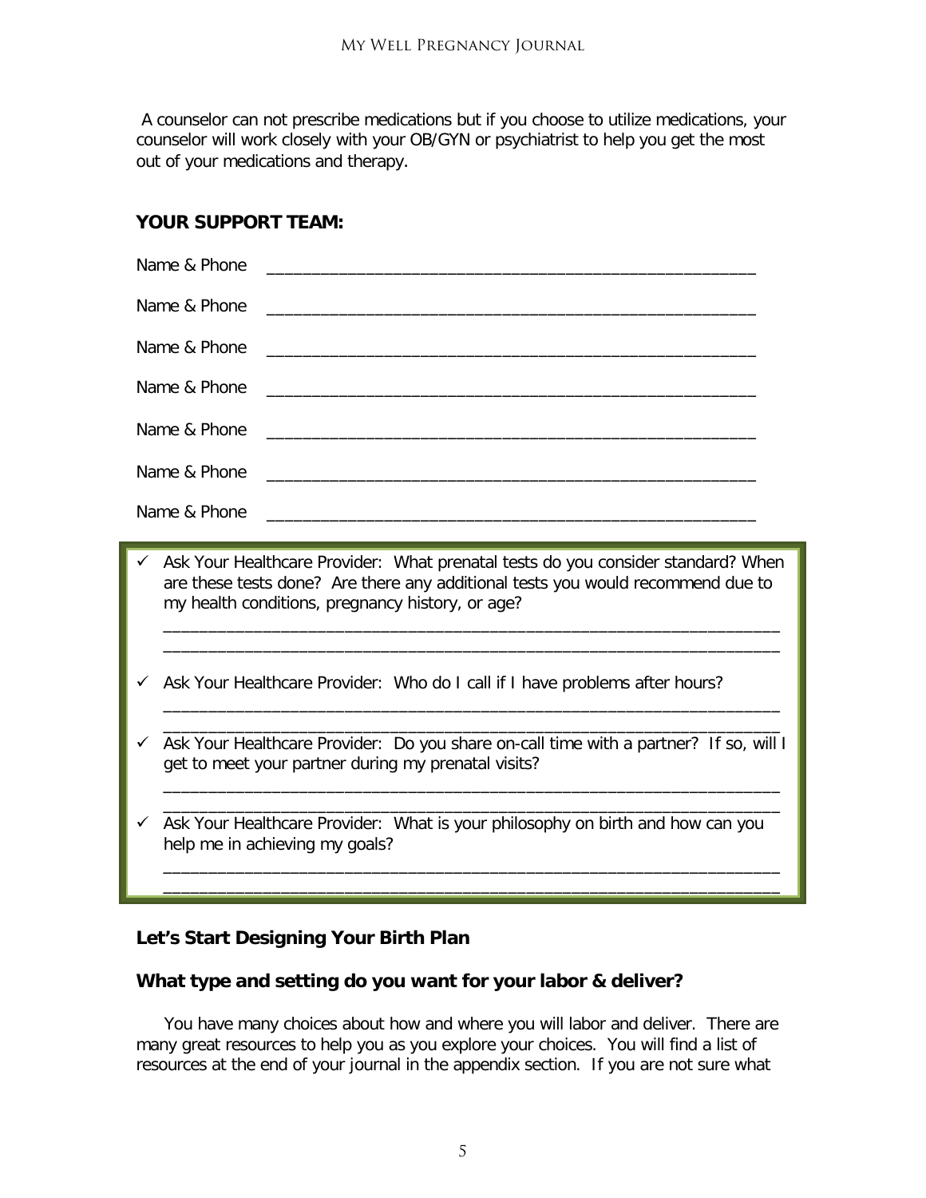A counselor can not prescribe medications but if you choose to utilize medications, your counselor will work closely with your OB/GYN or psychiatrist to help you get the most out of your medications and therapy.

**YOUR SUPPORT TEAM:**

Name & Phone _______________________________________________________

Name & Phone _______________________________________________________

Name & Phone _______________________________________________________

Name & Phone _______________________________________________________

Name & Phone _______________________________________________________

Name & Phone _______________________________________________________

Name & Phone _______________________________________________________

- ✓ Ask Your Healthcare Provider: What prenatal tests do you consider standard? When are these tests done? Are there any additional tests you would recommend due to my health conditions, pregnancy history, or age?

  ____________________________________________________________________
  ____________________________________________________________________

- ✓ Ask Your Healthcare Provider: Who do I call if I have problems after hours?

  ____________________________________________________________________
  ____________________________________________________________________

- ✓ Ask Your Healthcare Provider: Do you share on-call time with a partner? If so, will I get to meet your partner during my prenatal visits?

  ____________________________________________________________________
  ____________________________________________________________________

- ✓ Ask Your Healthcare Provider: What is your philosophy on birth and how can you help me in achieving my goals?

  ____________________________________________________________________
  ____________________________________________________________________

## Let's Start Designing Your Birth Plan

### What type and setting do you want for your labor & deliver?

You have many choices about how and where you will labor and deliver. There are many great resources to help you as you explore your choices. You will find a list of resources at the end of your journal in the appendix section. If you are not sure what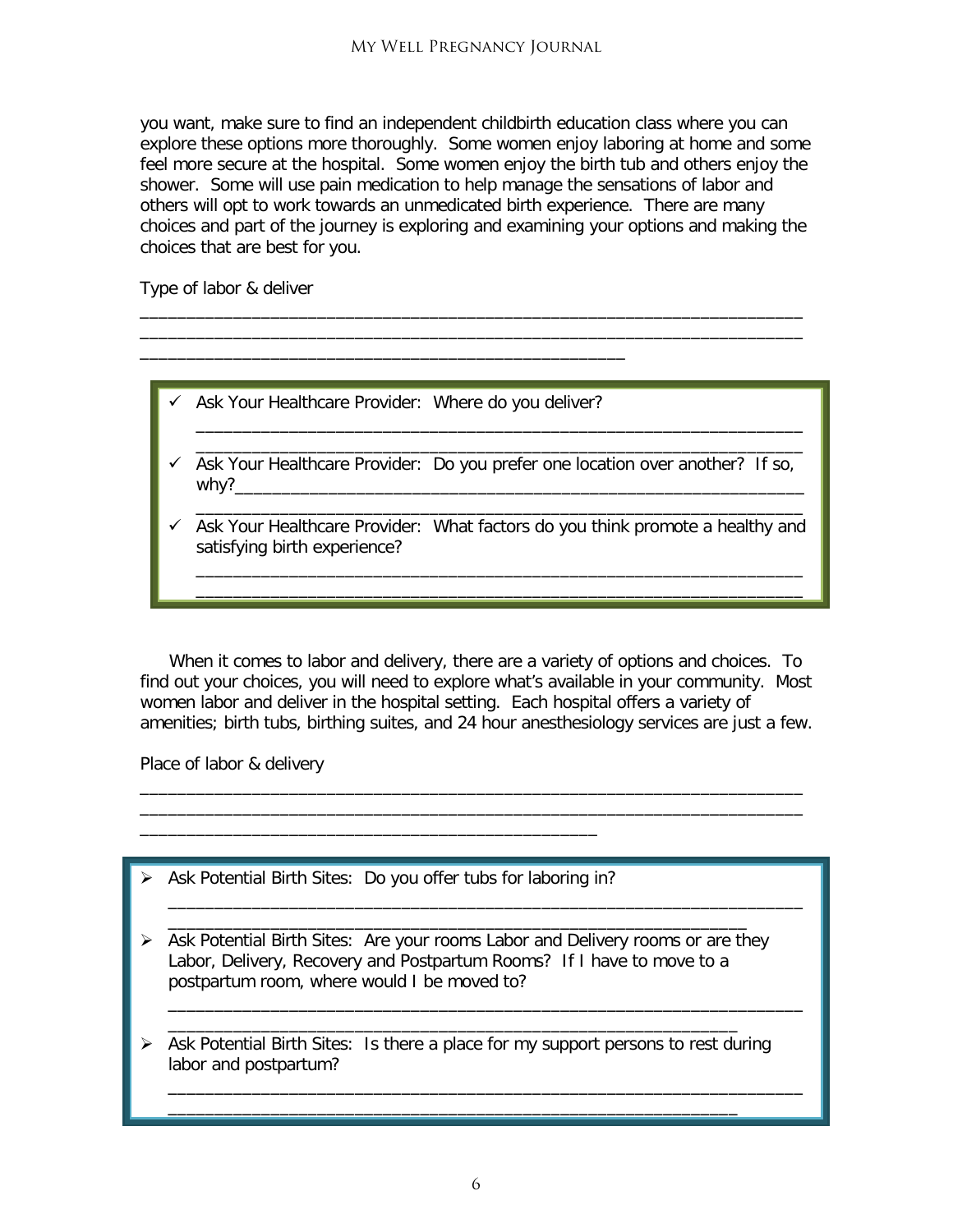you want, make sure to find an independent childbirth education class where you can explore these options more thoroughly. Some women enjoy laboring at home and some feel more secure at the hospital. Some women enjoy the birth tub and others enjoy the shower. Some will use pain medication to help manage the sensations of labor and others will opt to work towards an unmedicated birth experience. There are many choices and part of the journey is exploring and examining your options and making the choices that are best for you.

Type of labor & deliver

______________________________________________________________________
______________________________________________________________________
___________________________________________________

- ✓ Ask Your Healthcare Provider: Where do you deliver?
  _________________________________________________________________
  _________________________________________________________________
- ✓ Ask Your Healthcare Provider: Do you prefer one location over another? If so, why?_____________________________________________________________
  _________________________________________________________________
- ✓ Ask Your Healthcare Provider: What factors do you think promote a healthy and satisfying birth experience?
  _________________________________________________________________
  _________________________________________________________________

When it comes to labor and delivery, there are a variety of options and choices. To find out your choices, you will need to explore what's available in your community. Most women labor and deliver in the hospital setting. Each hospital offers a variety of amenities; birth tubs, birthing suites, and 24 hour anesthesiology services are just a few.

Place of labor & delivery

______________________________________________________________________
______________________________________________________________________
________________________________________________

- ➢ Ask Potential Birth Sites: Do you offer tubs for laboring in?
  ____________________________________________________________________
  _____________________________________________________________
- ➢ Ask Potential Birth Sites: Are your rooms Labor and Delivery rooms or are they Labor, Delivery, Recovery and Postpartum Rooms? If I have to move to a postpartum room, where would I be moved to?
  ____________________________________________________________________
  ____________________________________________________________
- ➢ Ask Potential Birth Sites: Is there a place for my support persons to rest during labor and postpartum?
  ____________________________________________________________________
  ____________________________________________________________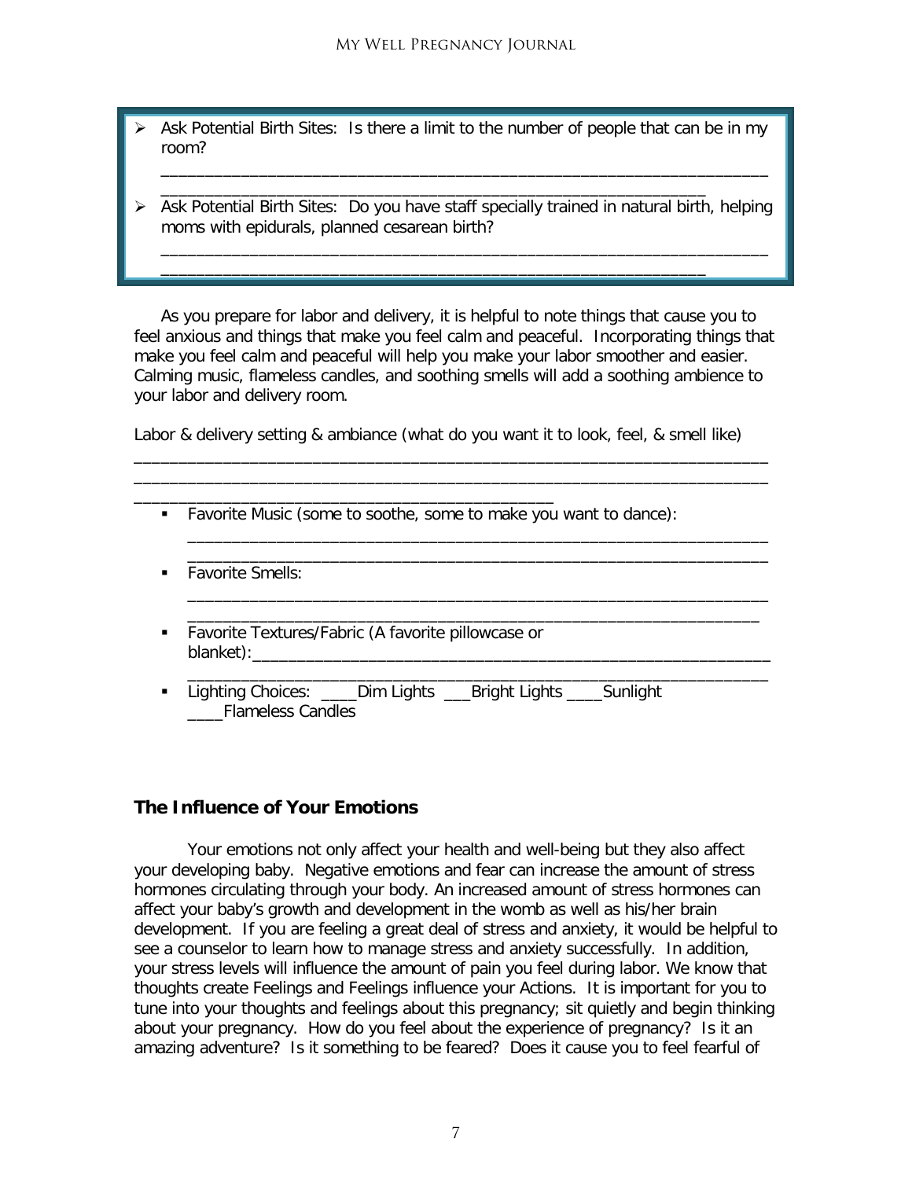- Ask Potential Birth Sites: Is there a limit to the number of people that can be in my room?

  ______________________________________________________________________
  ______________________________________________________________

- Ask Potential Birth Sites: Do you have staff specially trained in natural birth, helping moms with epidurals, planned cesarean birth?

  ______________________________________________________________________
  ______________________________________________________________

As you prepare for labor and delivery, it is helpful to note things that cause you to feel anxious and things that make you feel calm and peaceful. Incorporating things that make you feel calm and peaceful will help you make your labor smoother and easier. Calming music, flameless candles, and soothing smells will add a soothing ambience to your labor and delivery room.

Labor & delivery setting & ambiance (what do you want it to look, feel, & smell like)

_________________________________________________________________________
_________________________________________________________________________
________________________________________________

- Favorite Music (some to soothe, some to make you want to dance):

  ___________________________________________________________________
  ___________________________________________________________________

- Favorite Smells:

  ___________________________________________________________________
  _________________________________________________________________

- Favorite Textures/Fabric (A favorite pillowcase or blanket):_______________________________________________________________

  ___________________________________________________________________

- Lighting Choices: ____Dim Lights ___Bright Lights ____Sunlight ____Flameless Candles

### The Influence of Your Emotions

Your emotions not only affect your health and well-being but they also affect your developing baby. Negative emotions and fear can increase the amount of stress hormones circulating through your body. An increased amount of stress hormones can affect your baby's growth and development in the womb as well as his/her brain development. If you are feeling a great deal of stress and anxiety, it would be helpful to see a counselor to learn how to manage stress and anxiety successfully. In addition, your stress levels will influence the amount of pain you feel during labor. We know that thoughts create Feelings and Feelings influence your Actions. It is important for you to tune into your thoughts and feelings about this pregnancy; sit quietly and begin thinking about your pregnancy. How do you feel about the experience of pregnancy? Is it an amazing adventure? Is it something to be feared? Does it cause you to feel fearful of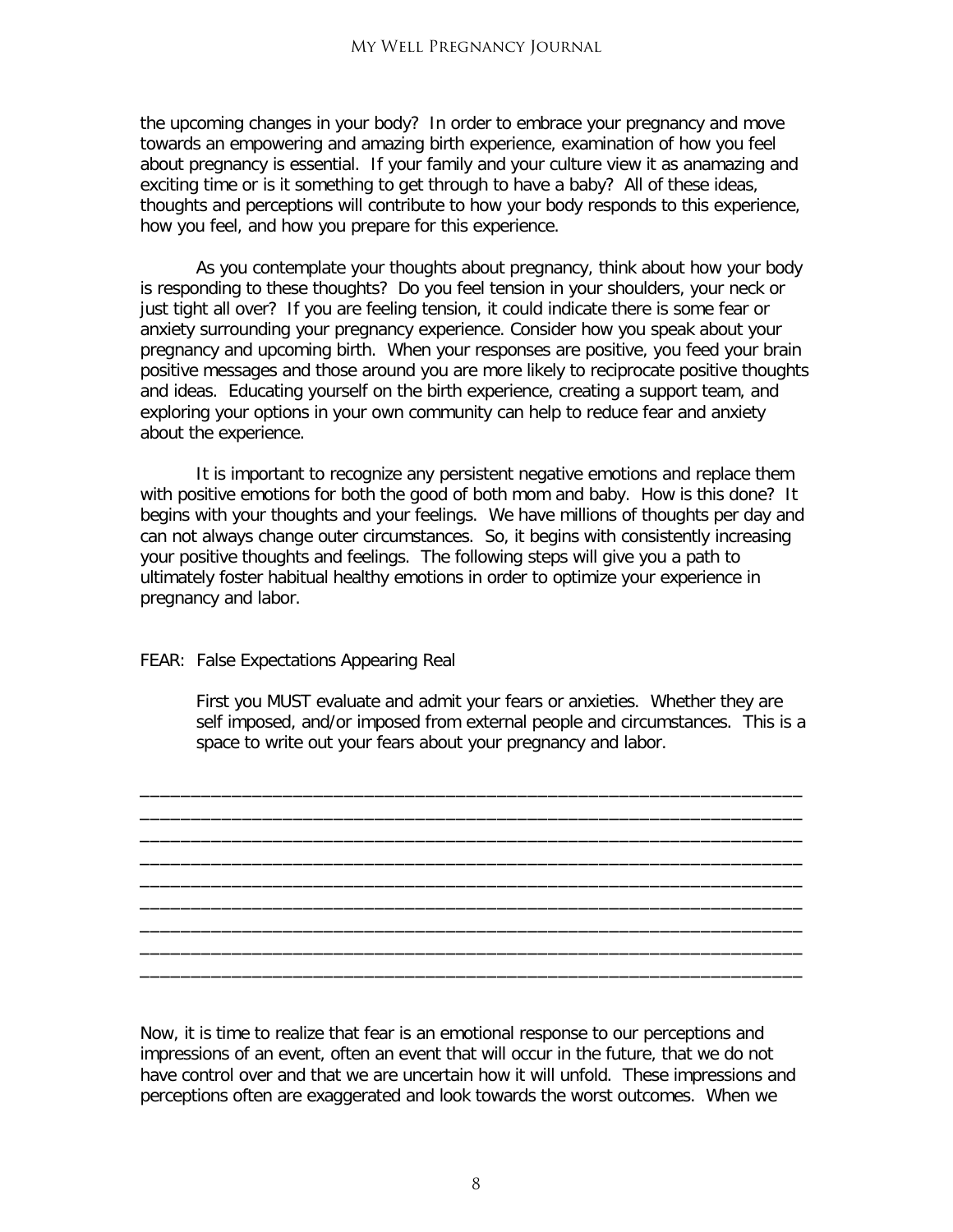the upcoming changes in your body? In order to embrace your pregnancy and move towards an empowering and amazing birth experience, examination of how you feel about pregnancy is essential. If your family and your culture view it as anamazing and exciting time or is it something to get through to have a baby? All of these ideas, thoughts and perceptions will contribute to how your body responds to this experience, how you feel, and how you prepare for this experience.

As you contemplate your thoughts about pregnancy, think about how your body is responding to these thoughts? Do you feel tension in your shoulders, your neck or just tight all over? If you are feeling tension, it could indicate there is some fear or anxiety surrounding your pregnancy experience. Consider how you speak about your pregnancy and upcoming birth. When your responses are positive, you feed your brain positive messages and those around you are more likely to reciprocate positive thoughts and ideas. Educating yourself on the birth experience, creating a support team, and exploring your options in your own community can help to reduce fear and anxiety about the experience.

It is important to recognize any persistent negative emotions and replace them with positive emotions for both the good of both mom and baby. How is this done? It begins with your thoughts and your feelings. We have millions of thoughts per day and can not always change outer circumstances. So, it begins with consistently increasing your positive thoughts and feelings. The following steps will give you a path to ultimately foster habitual healthy emotions in order to optimize your experience in pregnancy and labor.

FEAR: False Expectations Appearing Real

> First you MUST evaluate and admit your fears or anxieties. Whether they are self imposed, and/or imposed from external people and circumstances. This is a space to write out your fears about your pregnancy and labor.

______________________________________________________________________
______________________________________________________________________
______________________________________________________________________
______________________________________________________________________
______________________________________________________________________
______________________________________________________________________
______________________________________________________________________
______________________________________________________________________
______________________________________________________________________

Now, it is time to realize that fear is an emotional response to our perceptions and impressions of an event, often an event that will occur in the future, that we do not have control over and that we are uncertain how it will unfold. These impressions and perceptions often are exaggerated and look towards the worst outcomes. When we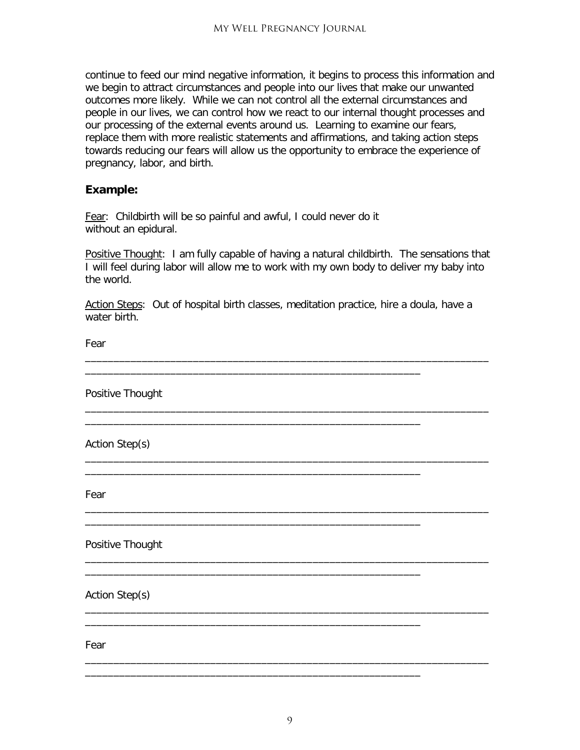continue to feed our mind negative information, it begins to process this information and we begin to attract circumstances and people into our lives that make our unwanted outcomes more likely. While we can not control all the external circumstances and people in our lives, we can control how we react to our internal thought processes and our processing of the external events around us. Learning to examine our fears, replace them with more realistic statements and affirmations, and taking action steps towards reducing our fears will allow us the opportunity to embrace the experience of pregnancy, labor, and birth.

### Example:

Fear: Childbirth will be so painful and awful, I could never do it without an epidural.

Positive Thought: I am fully capable of having a natural childbirth. The sensations that I will feel during labor will allow me to work with my own body to deliver my baby into the world.

Action Steps: Out of hospital birth classes, meditation practice, hire a doula, have a water birth.

Fear

________________________________________________________________________
____________________________________________________________

Positive Thought

________________________________________________________________________
____________________________________________________________

Action Step(s)

________________________________________________________________________
____________________________________________________________

Fear

________________________________________________________________________
____________________________________________________________

Positive Thought

________________________________________________________________________
____________________________________________________________

Action Step(s)

________________________________________________________________________
____________________________________________________________

Fear

________________________________________________________________________
____________________________________________________________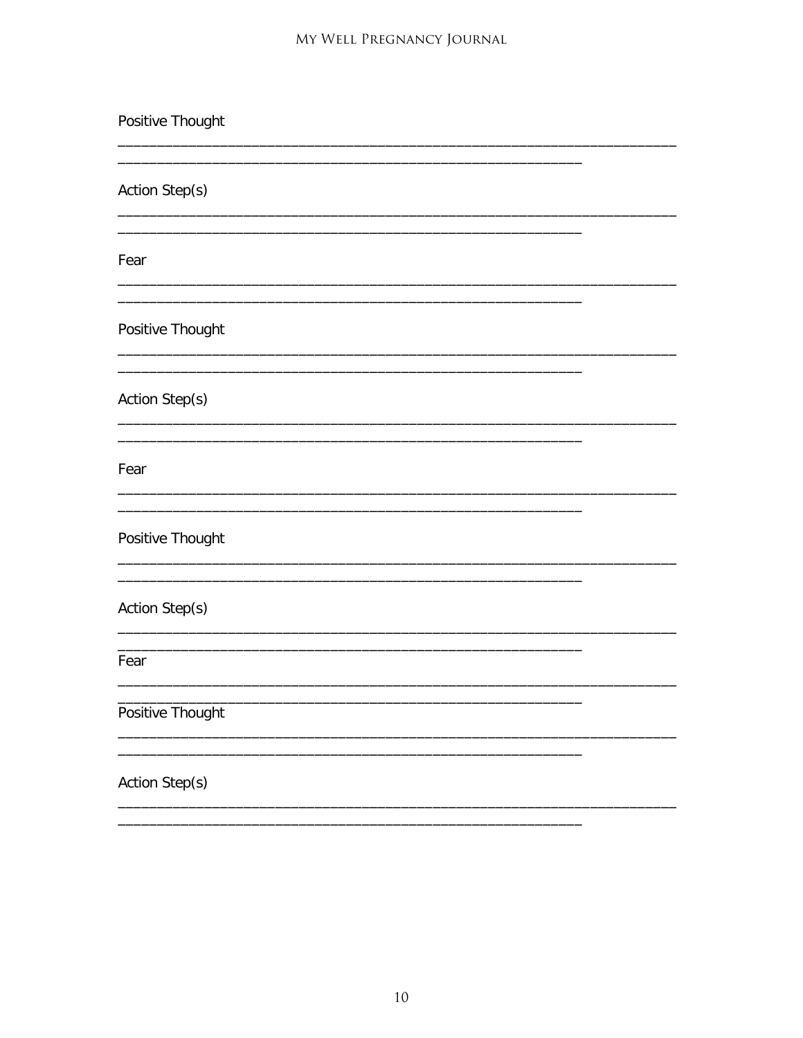Positive Thought

________________________________________________________________________________

_______________________________________________________________________

Action Step(s)

________________________________________________________________________________

_______________________________________________________________________

Fear

________________________________________________________________________________

_______________________________________________________________________

Positive Thought

________________________________________________________________________________

_______________________________________________________________________

Action Step(s)

________________________________________________________________________________

_______________________________________________________________________

Fear

________________________________________________________________________________

_______________________________________________________________________

Positive Thought

________________________________________________________________________________

_______________________________________________________________________

Action Step(s)

________________________________________________________________________________

_______________________________________________________________________

Fear

________________________________________________________________________________

_______________________________________________________________________

Positive Thought

________________________________________________________________________________

_______________________________________________________________________

Action Step(s)

________________________________________________________________________________

_______________________________________________________________________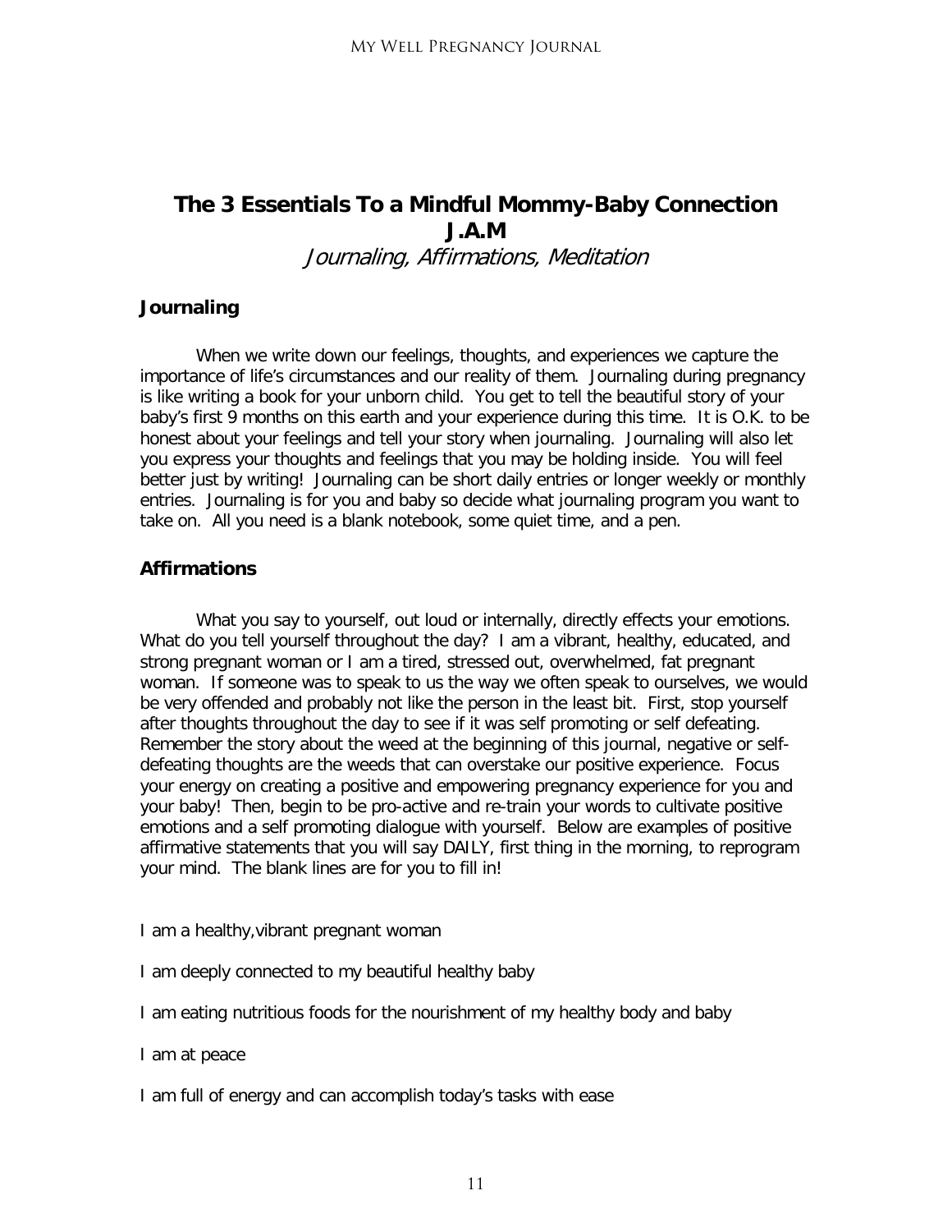# The 3 Essentials To a Mindful Mommy-Baby Connection J.A.M

*Journaling, Affirmations, Meditation*

## Journaling

When we write down our feelings, thoughts, and experiences we capture the importance of life's circumstances and our reality of them. Journaling during pregnancy is like writing a book for your unborn child. You get to tell the beautiful story of your baby's first 9 months on this earth and your experience during this time. It is O.K. to be honest about your feelings and tell your story when journaling. Journaling will also let you express your thoughts and feelings that you may be holding inside. You will feel better just by writing! Journaling can be short daily entries or longer weekly or monthly entries. Journaling is for you and baby so decide what journaling program you want to take on. All you need is a blank notebook, some quiet time, and a pen.

## Affirmations

What you say to yourself, out loud or internally, directly effects your emotions. What do you tell yourself throughout the day? I am a vibrant, healthy, educated, and strong pregnant woman or I am a tired, stressed out, overwhelmed, fat pregnant woman. If someone was to speak to us the way we often speak to ourselves, we would be very offended and probably not like the person in the least bit. First, stop yourself after thoughts throughout the day to see if it was self promoting or self defeating. Remember the story about the weed at the beginning of this journal, negative or self-defeating thoughts are the weeds that can overstake our positive experience. Focus your energy on creating a positive and empowering pregnancy experience for you and your baby! Then, begin to be pro-active and re-train your words to cultivate positive emotions and a self promoting dialogue with yourself. Below are examples of positive affirmative statements that you will say DAILY, first thing in the morning, to reprogram your mind. The blank lines are for you to fill in!

I am a healthy,vibrant pregnant woman

I am deeply connected to my beautiful healthy baby

I am eating nutritious foods for the nourishment of my healthy body and baby

I am at peace

I am full of energy and can accomplish today's tasks with ease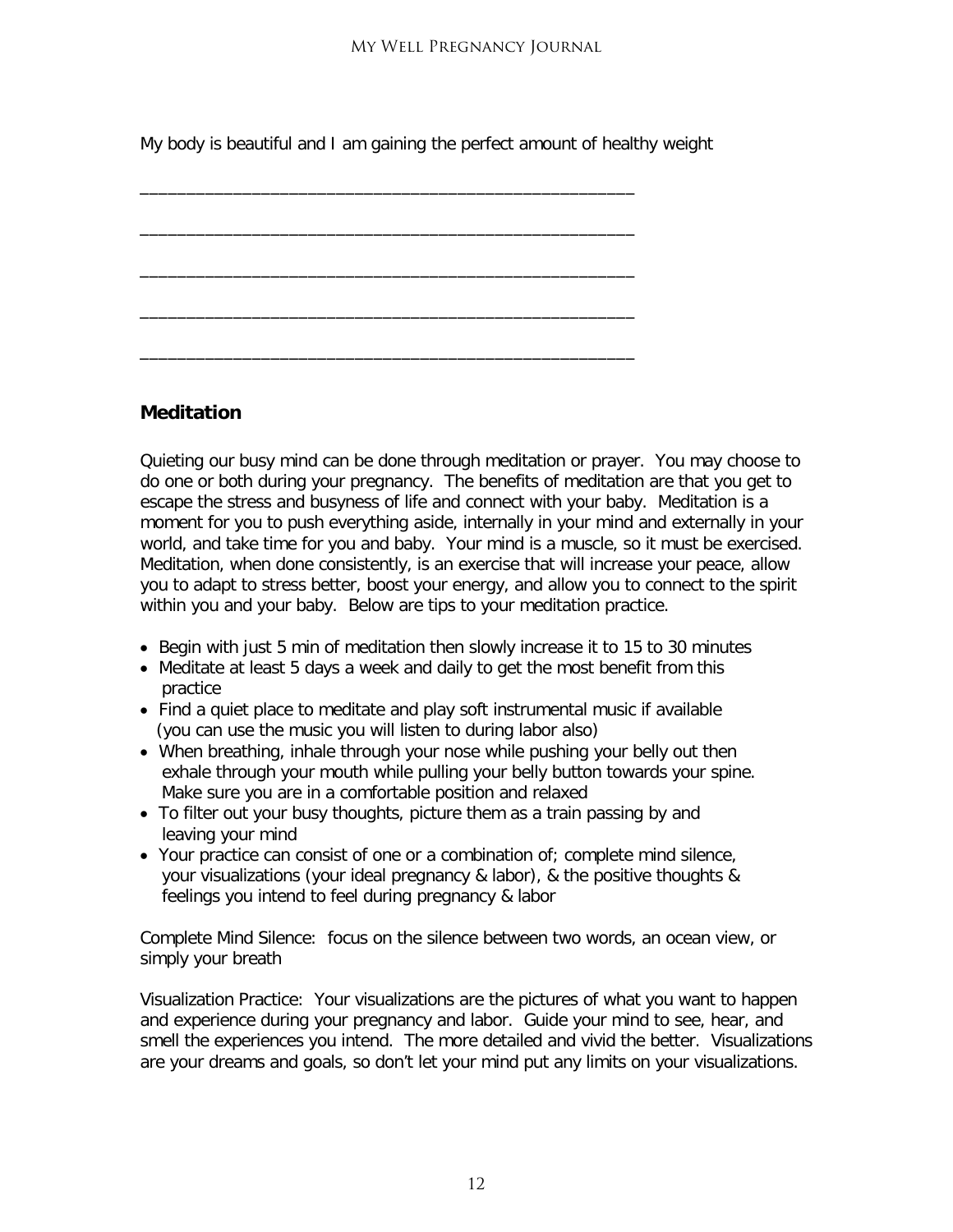My body is beautiful and I am gaining the perfect amount of healthy weight

______________________________________________________

______________________________________________________

______________________________________________________

______________________________________________________

______________________________________________________

## Meditation

Quieting our busy mind can be done through meditation or prayer. You may choose to do one or both during your pregnancy. The benefits of meditation are that you get to escape the stress and busyness of life and connect with your baby. Meditation is a moment for you to push everything aside, internally in your mind and externally in your world, and take time for you and baby. Your mind is a muscle, so it must be exercised. Meditation, when done consistently, is an exercise that will increase your peace, allow you to adapt to stress better, boost your energy, and allow you to connect to the spirit within you and your baby. Below are tips to your meditation practice.

- Begin with just 5 min of meditation then slowly increase it to 15 to 30 minutes
- Meditate at least 5 days a week and daily to get the most benefit from this practice
- Find a quiet place to meditate and play soft instrumental music if available (you can use the music you will listen to during labor also)
- When breathing, inhale through your nose while pushing your belly out then exhale through your mouth while pulling your belly button towards your spine. Make sure you are in a comfortable position and relaxed
- To filter out your busy thoughts, picture them as a train passing by and leaving your mind
- Your practice can consist of one or a combination of; complete mind silence, your visualizations (your ideal pregnancy & labor), & the positive thoughts & feelings you intend to feel during pregnancy & labor

Complete Mind Silence: focus on the silence between two words, an ocean view, or simply your breath

Visualization Practice: Your visualizations are the pictures of what you want to happen and experience during your pregnancy and labor. Guide your mind to see, hear, and smell the experiences you intend. The more detailed and vivid the better. Visualizations are your dreams and goals, so don't let your mind put any limits on your visualizations.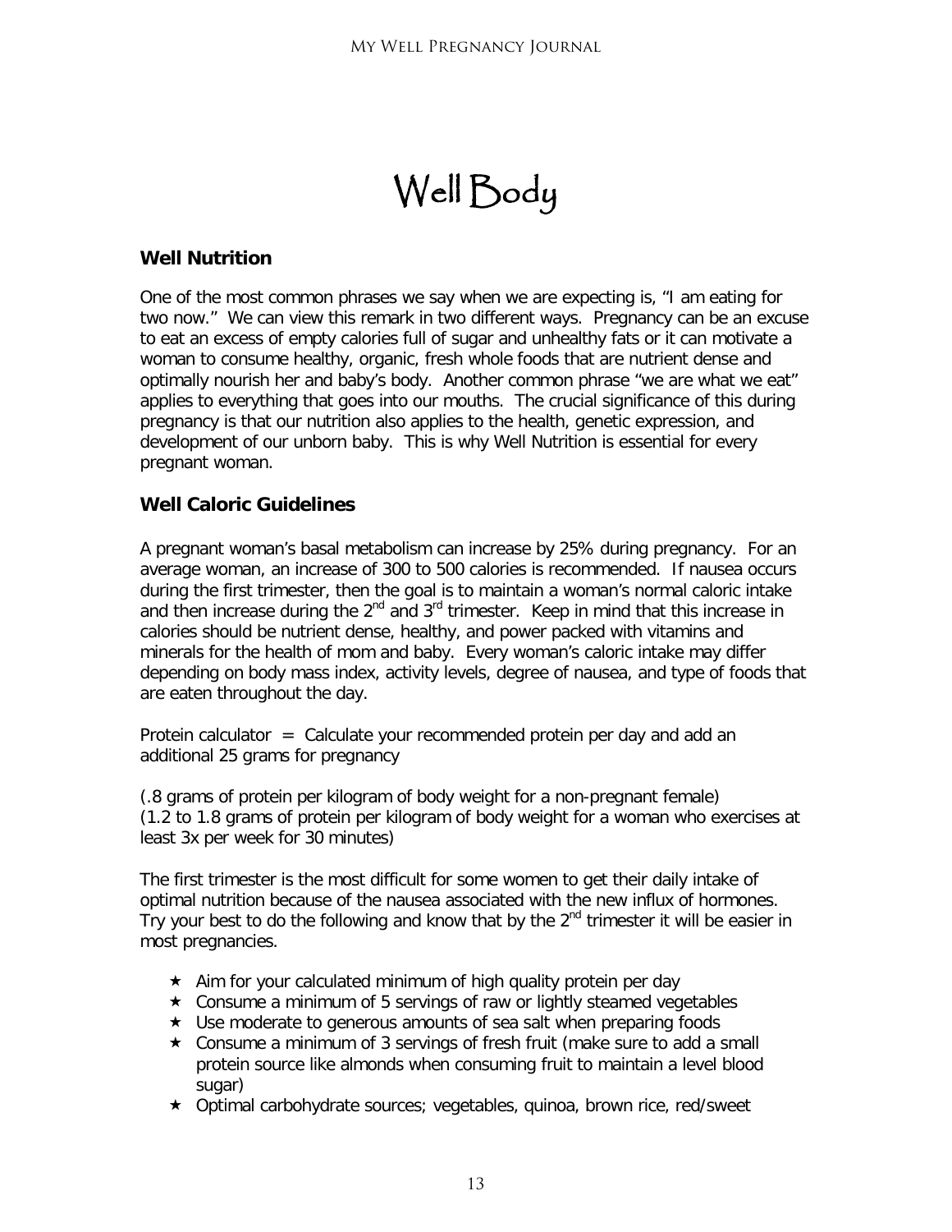# Well Body

## Well Nutrition

One of the most common phrases we say when we are expecting is, "I am eating for two now." We can view this remark in two different ways. Pregnancy can be an excuse to eat an excess of empty calories full of sugar and unhealthy fats or it can motivate a woman to consume healthy, organic, fresh whole foods that are nutrient dense and optimally nourish her and baby's body. Another common phrase "we are what we eat" applies to everything that goes into our mouths. The crucial significance of this during pregnancy is that our nutrition also applies to the health, genetic expression, and development of our unborn baby. This is why Well Nutrition is essential for every pregnant woman.

## Well Caloric Guidelines

A pregnant woman's basal metabolism can increase by 25% during pregnancy. For an average woman, an increase of 300 to 500 calories is recommended. If nausea occurs during the first trimester, then the goal is to maintain a woman's normal caloric intake and then increase during the 2nd and 3rd trimester. Keep in mind that this increase in calories should be nutrient dense, healthy, and power packed with vitamins and minerals for the health of mom and baby. Every woman's caloric intake may differ depending on body mass index, activity levels, degree of nausea, and type of foods that are eaten throughout the day.

Protein calculator = Calculate your recommended protein per day and add an additional 25 grams for pregnancy

(.8 grams of protein per kilogram of body weight for a non-pregnant female)
(1.2 to 1.8 grams of protein per kilogram of body weight for a woman who exercises at least 3x per week for 30 minutes)

The first trimester is the most difficult for some women to get their daily intake of optimal nutrition because of the nausea associated with the new influx of hormones. Try your best to do the following and know that by the 2nd trimester it will be easier in most pregnancies.

- Aim for your calculated minimum of high quality protein per day
- Consume a minimum of 5 servings of raw or lightly steamed vegetables
- Use moderate to generous amounts of sea salt when preparing foods
- Consume a minimum of 3 servings of fresh fruit (make sure to add a small protein source like almonds when consuming fruit to maintain a level blood sugar)
- Optimal carbohydrate sources; vegetables, quinoa, brown rice, red/sweet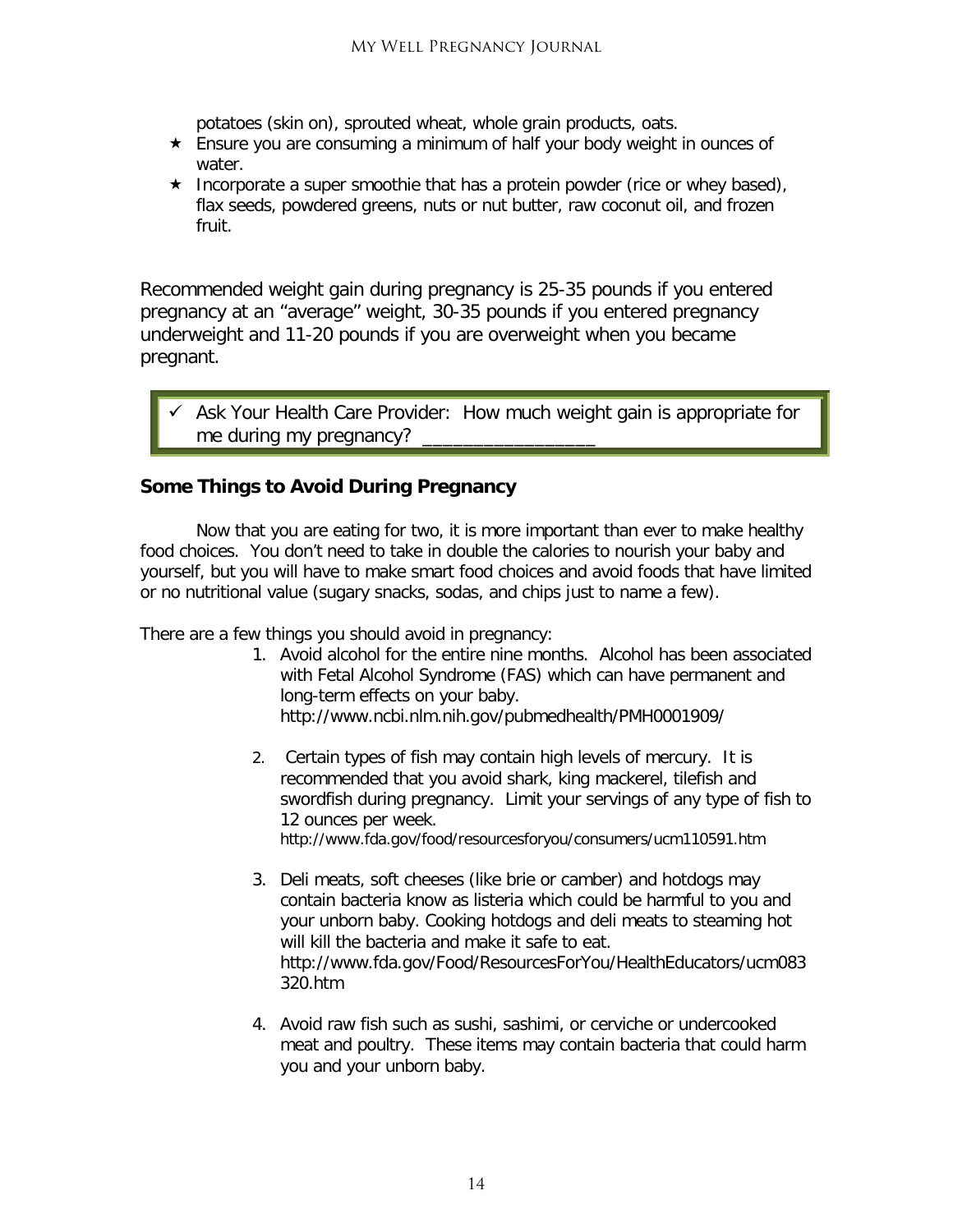potatoes (skin on), sprouted wheat, whole grain products, oats.

- ★ Ensure you are consuming a minimum of half your body weight in ounces of water.
- ★ Incorporate a super smoothie that has a protein powder (rice or whey based), flax seeds, powdered greens, nuts or nut butter, raw coconut oil, and frozen fruit.

Recommended weight gain during pregnancy is 25-35 pounds if you entered pregnancy at an "average" weight, 30-35 pounds if you entered pregnancy underweight and 11-20 pounds if you are overweight when you became pregnant.

> ✓ Ask Your Health Care Provider: How much weight gain is appropriate for me during my pregnancy? ________________

## Some Things to Avoid During Pregnancy

Now that you are eating for two, it is more important than ever to make healthy food choices. You don't need to take in double the calories to nourish your baby and yourself, but you will have to make smart food choices and avoid foods that have limited or no nutritional value (sugary snacks, sodas, and chips just to name a few).

There are a few things you should avoid in pregnancy:

1. Avoid alcohol for the entire nine months. Alcohol has been associated with Fetal Alcohol Syndrome (FAS) which can have permanent and long-term effects on your baby. http://www.ncbi.nlm.nih.gov/pubmedhealth/PMH0001909/

2. Certain types of fish may contain high levels of mercury. It is recommended that you avoid shark, king mackerel, tilefish and swordfish during pregnancy. Limit your servings of any type of fish to 12 ounces per week. http://www.fda.gov/food/resourcesforyou/consumers/ucm110591.htm

3. Deli meats, soft cheeses (like brie or camber) and hotdogs may contain bacteria know as listeria which could be harmful to you and your unborn baby. Cooking hotdogs and deli meats to steaming hot will kill the bacteria and make it safe to eat. http://www.fda.gov/Food/ResourcesForYou/HealthEducators/ucm083320.htm

4. Avoid raw fish such as sushi, sashimi, or cerviche or undercooked meat and poultry. These items may contain bacteria that could harm you and your unborn baby.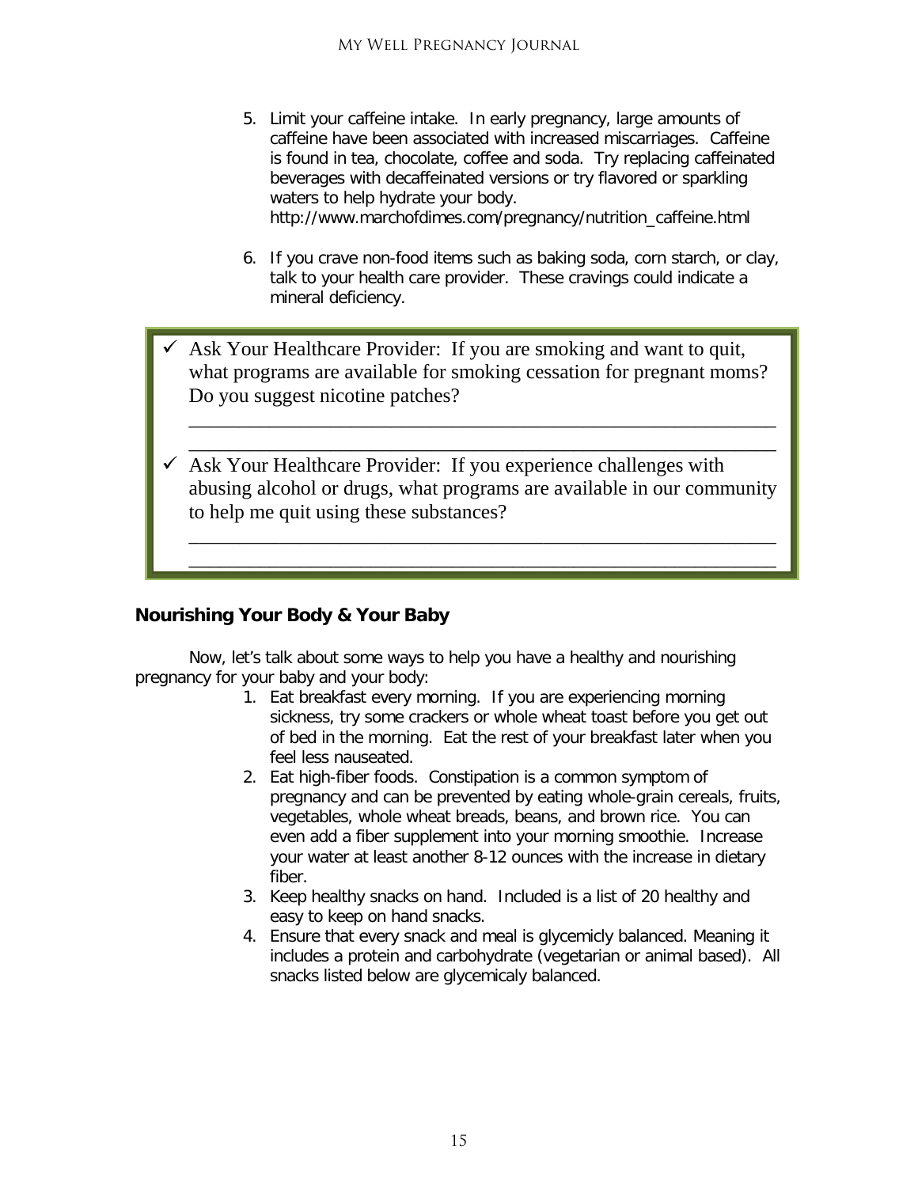5. Limit your caffeine intake. In early pregnancy, large amounts of caffeine have been associated with increased miscarriages. Caffeine is found in tea, chocolate, coffee and soda. Try replacing caffeinated beverages with decaffeinated versions or try flavored or sparkling waters to help hydrate your body. http://www.marchofdimes.com/pregnancy/nutrition_caffeine.html

6. If you crave non-food items such as baking soda, corn starch, or clay, talk to your health care provider. These cravings could indicate a mineral deficiency.

- ✓ Ask Your Healthcare Provider: If you are smoking and want to quit, what programs are available for smoking cessation for pregnant moms? Do you suggest nicotine patches?

  ____________________________________________________________

  ____________________________________________________________

- ✓ Ask Your Healthcare Provider: If you experience challenges with abusing alcohol or drugs, what programs are available in our community to help me quit using these substances?

  ____________________________________________________________

  ____________________________________________________________

### Nourishing Your Body & Your Baby

Now, let's talk about some ways to help you have a healthy and nourishing pregnancy for your baby and your body:

1. Eat breakfast every morning. If you are experiencing morning sickness, try some crackers or whole wheat toast before you get out of bed in the morning. Eat the rest of your breakfast later when you feel less nauseated.
2. Eat high-fiber foods. Constipation is a common symptom of pregnancy and can be prevented by eating whole-grain cereals, fruits, vegetables, whole wheat breads, beans, and brown rice. You can even add a fiber supplement into your morning smoothie. Increase your water at least another 8-12 ounces with the increase in dietary fiber.
3. Keep healthy snacks on hand. Included is a list of 20 healthy and easy to keep on hand snacks.
4. Ensure that every snack and meal is glycemicly balanced. Meaning it includes a protein and carbohydrate (vegetarian or animal based). All snacks listed below are glycemicaly balanced.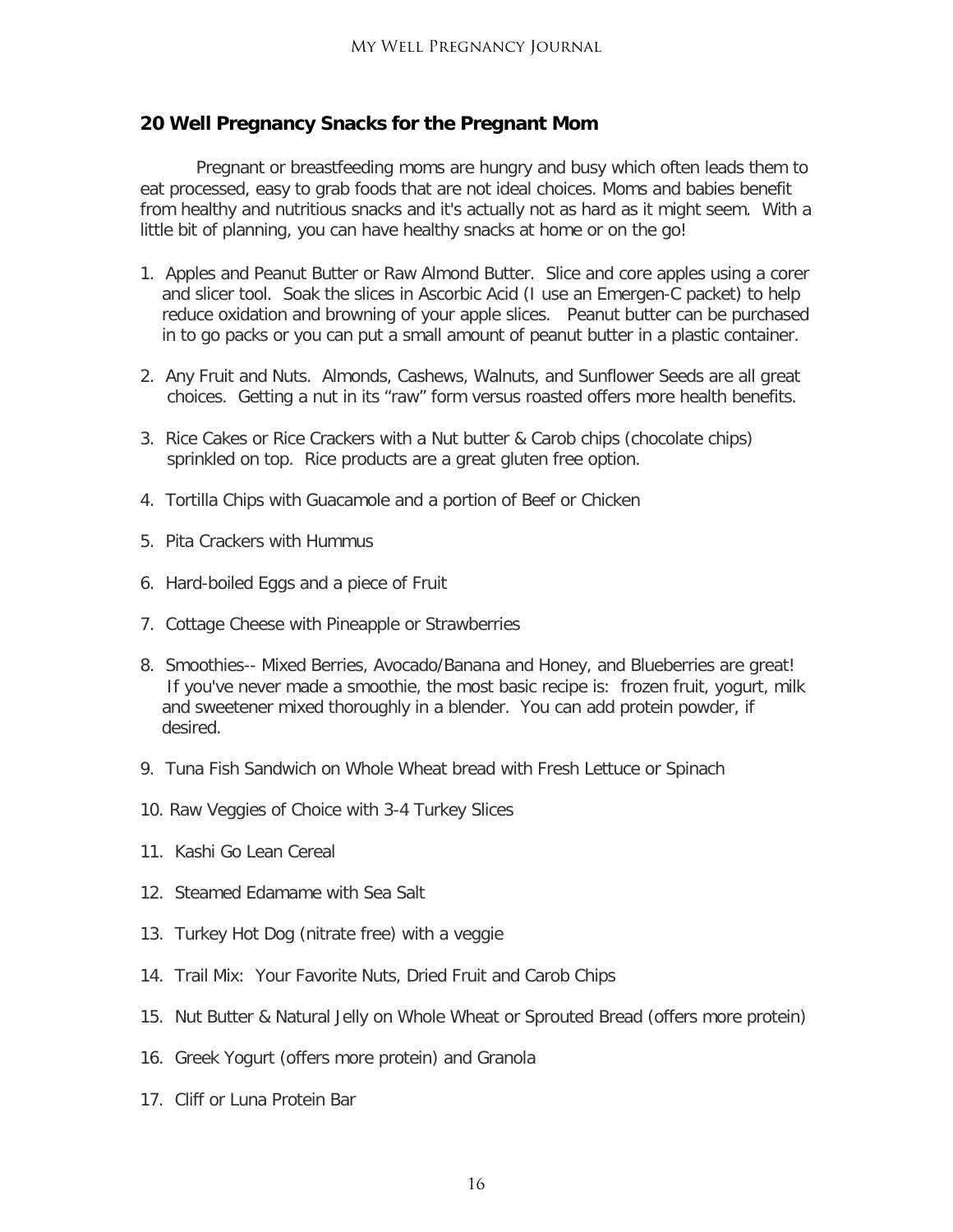## 20 Well Pregnancy Snacks for the Pregnant Mom

Pregnant or breastfeeding moms are hungry and busy which often leads them to eat processed, easy to grab foods that are not ideal choices. Moms and babies benefit from healthy and nutritious snacks and it's actually not as hard as it might seem. With a little bit of planning, you can have healthy snacks at home or on the go!

1. Apples and Peanut Butter or Raw Almond Butter. Slice and core apples using a corer and slicer tool. Soak the slices in Ascorbic Acid (I use an Emergen-C packet) to help reduce oxidation and browning of your apple slices. Peanut butter can be purchased in to go packs or you can put a small amount of peanut butter in a plastic container.
2. Any Fruit and Nuts. Almonds, Cashews, Walnuts, and Sunflower Seeds are all great choices. Getting a nut in its "raw" form versus roasted offers more health benefits.
3. Rice Cakes or Rice Crackers with a Nut butter & Carob chips (chocolate chips) sprinkled on top. Rice products are a great gluten free option.
4. Tortilla Chips with Guacamole and a portion of Beef or Chicken
5. Pita Crackers with Hummus
6. Hard-boiled Eggs and a piece of Fruit
7. Cottage Cheese with Pineapple or Strawberries
8. Smoothies-- Mixed Berries, Avocado/Banana and Honey, and Blueberries are great! If you've never made a smoothie, the most basic recipe is: frozen fruit, yogurt, milk and sweetener mixed thoroughly in a blender. You can add protein powder, if desired.
9. Tuna Fish Sandwich on Whole Wheat bread with Fresh Lettuce or Spinach
10. Raw Veggies of Choice with 3-4 Turkey Slices
11. Kashi Go Lean Cereal
12. Steamed Edamame with Sea Salt
13. Turkey Hot Dog (nitrate free) with a veggie
14. Trail Mix: Your Favorite Nuts, Dried Fruit and Carob Chips
15. Nut Butter & Natural Jelly on Whole Wheat or Sprouted Bread (offers more protein)
16. Greek Yogurt (offers more protein) and Granola
17. Cliff or Luna Protein Bar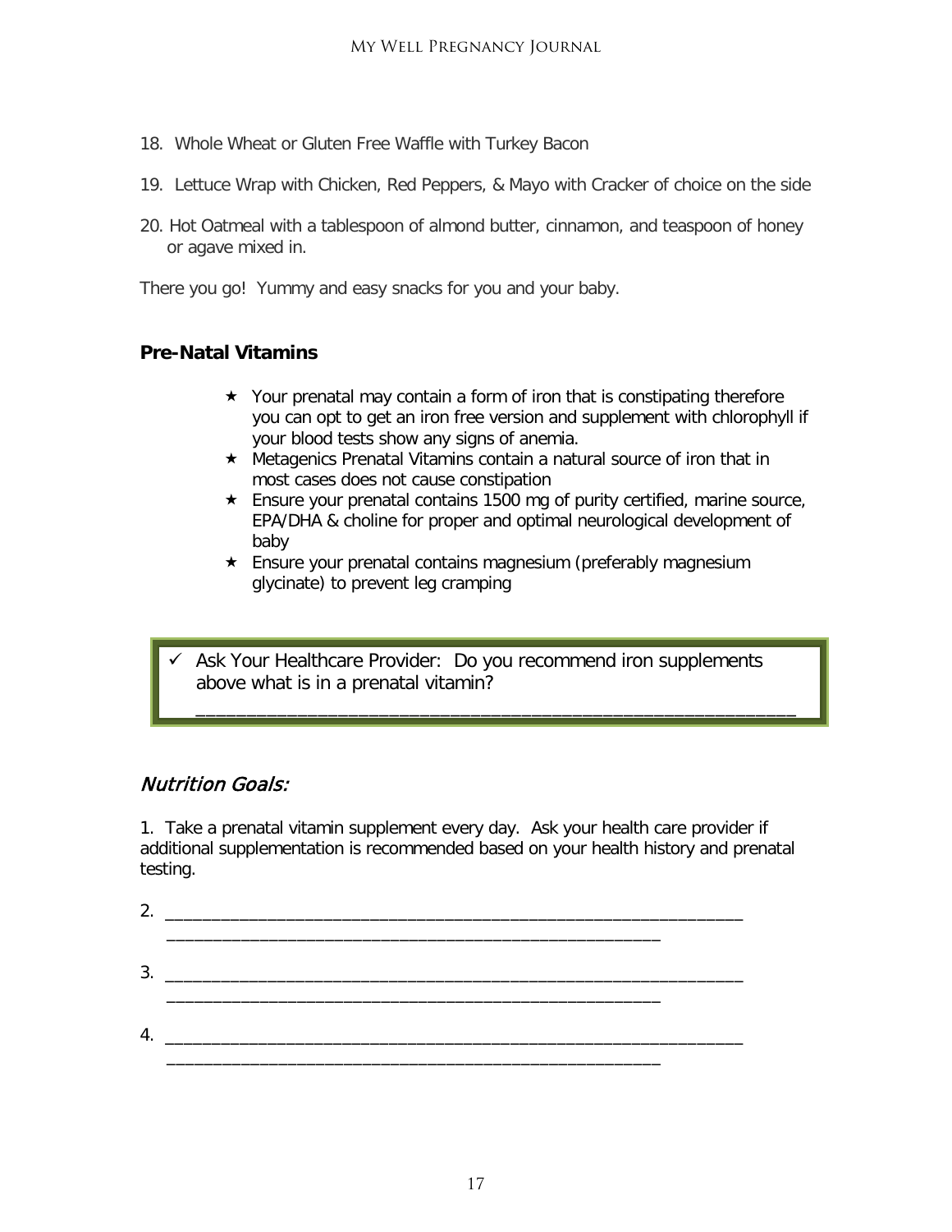18. Whole Wheat or Gluten Free Waffle with Turkey Bacon

19. Lettuce Wrap with Chicken, Red Peppers, & Mayo with Cracker of choice on the side

20. Hot Oatmeal with a tablespoon of almond butter, cinnamon, and teaspoon of honey or agave mixed in.

There you go! Yummy and easy snacks for you and your baby.

**Pre-Natal Vitamins**

- ★ Your prenatal may contain a form of iron that is constipating therefore you can opt to get an iron free version and supplement with chlorophyll if your blood tests show any signs of anemia.
- ★ Metagenics Prenatal Vitamins contain a natural source of iron that in most cases does not cause constipation
- ★ Ensure your prenatal contains 1500 mg of purity certified, marine source, EPA/DHA & choline for proper and optimal neurological development of baby
- ★ Ensure your prenatal contains magnesium (preferably magnesium glycinate) to prevent leg cramping

✓ Ask Your Healthcare Provider: Do you recommend iron supplements above what is in a prenatal vitamin?

_______________________________________________________________

## *Nutrition Goals:*

1. Take a prenatal vitamin supplement every day. Ask your health care provider if additional supplementation is recommended based on your health history and prenatal testing.

2. _______________________________________________________________
_______________________________________________________

3. _______________________________________________________________
_______________________________________________________

4. _______________________________________________________________
_______________________________________________________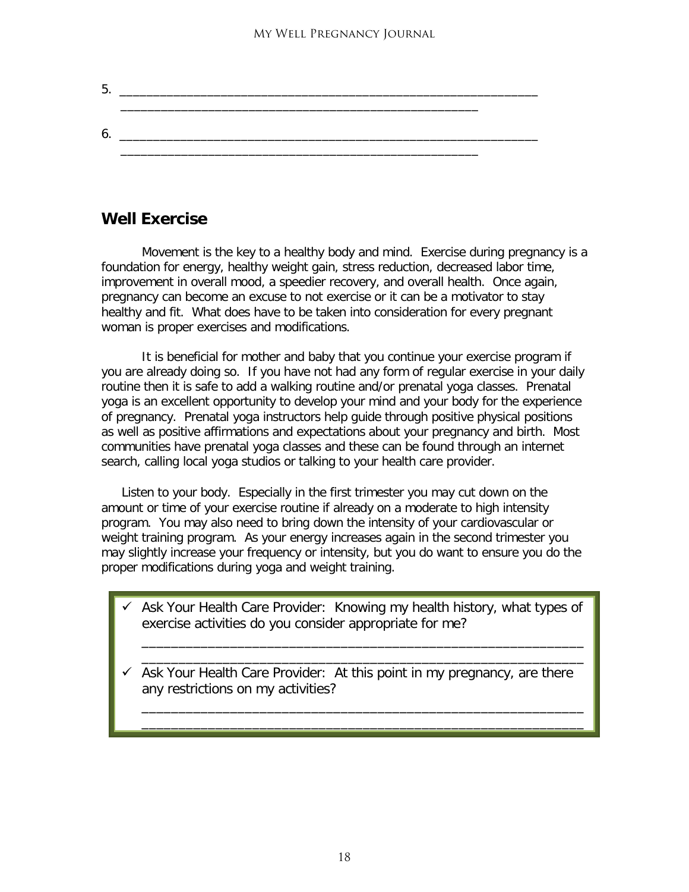5. ___________________________________________________________

   ___________________________________________________

6. ___________________________________________________________

   ___________________________________________________

## Well Exercise

Movement is the key to a healthy body and mind. Exercise during pregnancy is a foundation for energy, healthy weight gain, stress reduction, decreased labor time, improvement in overall mood, a speedier recovery, and overall health. Once again, pregnancy can become an excuse to not exercise or it can be a motivator to stay healthy and fit. What does have to be taken into consideration for every pregnant woman is proper exercises and modifications.

It is beneficial for mother and baby that you continue your exercise program if you are already doing so. If you have not had any form of regular exercise in your daily routine then it is safe to add a walking routine and/or prenatal yoga classes. Prenatal yoga is an excellent opportunity to develop your mind and your body for the experience of pregnancy. Prenatal yoga instructors help guide through positive physical positions as well as positive affirmations and expectations about your pregnancy and birth. Most communities have prenatal yoga classes and these can be found through an internet search, calling local yoga studios or talking to your health care provider.

Listen to your body. Especially in the first trimester you may cut down on the amount or time of your exercise routine if already on a moderate to high intensity program. You may also need to bring down the intensity of your cardiovascular or weight training program. As your energy increases again in the second trimester you may slightly increase your frequency or intensity, but you do want to ensure you do the proper modifications during yoga and weight training.

- ✓ Ask Your Health Care Provider: Knowing my health history, what types of exercise activities do you consider appropriate for me?

  _____________________________________________________________

  _____________________________________________________________

- ✓ Ask Your Health Care Provider: At this point in my pregnancy, are there any restrictions on my activities?

  _____________________________________________________________

  _____________________________________________________________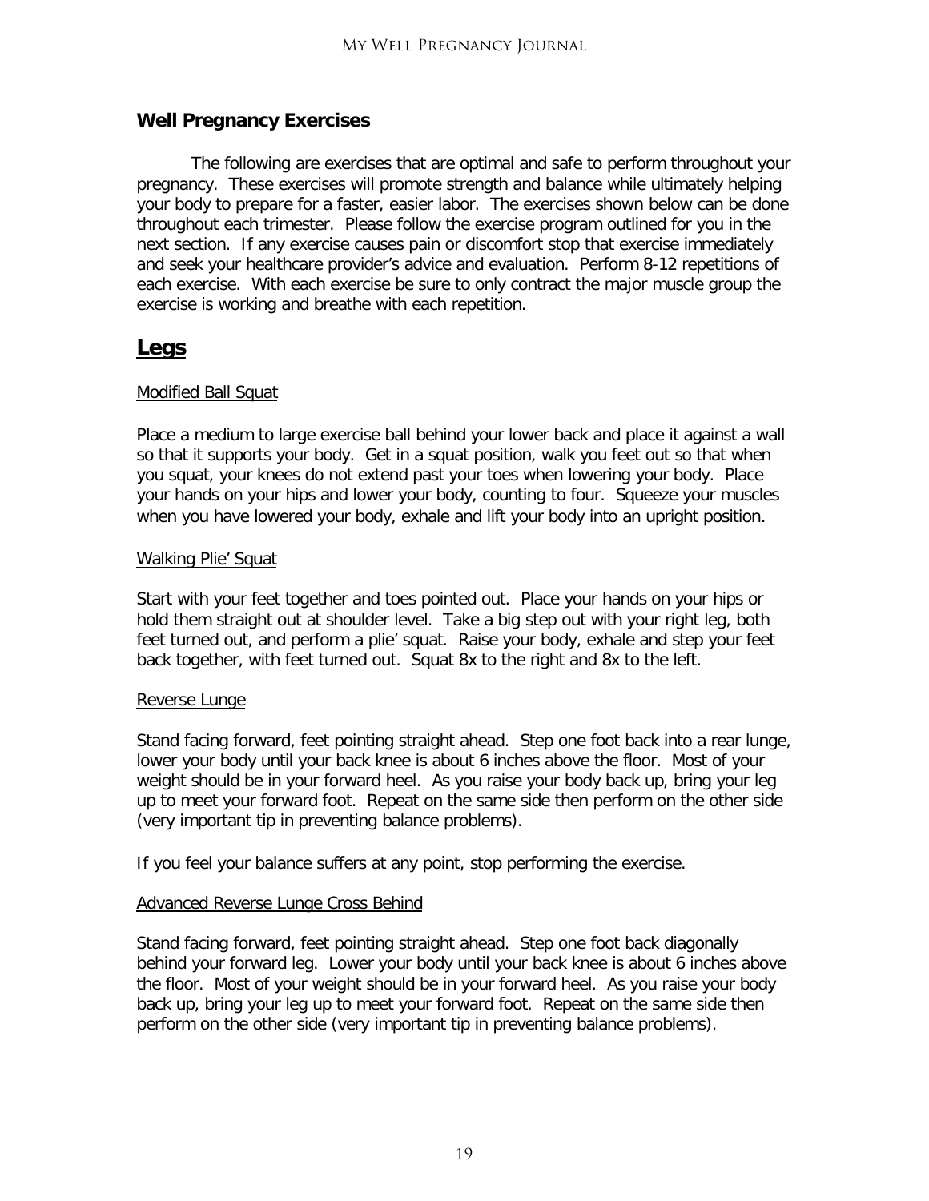## Well Pregnancy Exercises

The following are exercises that are optimal and safe to perform throughout your pregnancy. These exercises will promote strength and balance while ultimately helping your body to prepare for a faster, easier labor. The exercises shown below can be done throughout each trimester. Please follow the exercise program outlined for you in the next section. If any exercise causes pain or discomfort stop that exercise immediately and seek your healthcare provider's advice and evaluation. Perform 8-12 repetitions of each exercise. With each exercise be sure to only contract the major muscle group the exercise is working and breathe with each repetition.

# Legs

### Modified Ball Squat

Place a medium to large exercise ball behind your lower back and place it against a wall so that it supports your body. Get in a squat position, walk you feet out so that when you squat, your knees do not extend past your toes when lowering your body. Place your hands on your hips and lower your body, counting to four. Squeeze your muscles when you have lowered your body, exhale and lift your body into an upright position.

### Walking Plie' Squat

Start with your feet together and toes pointed out. Place your hands on your hips or hold them straight out at shoulder level. Take a big step out with your right leg, both feet turned out, and perform a plie' squat. Raise your body, exhale and step your feet back together, with feet turned out. Squat 8x to the right and 8x to the left.

### Reverse Lunge

Stand facing forward, feet pointing straight ahead. Step one foot back into a rear lunge, lower your body until your back knee is about 6 inches above the floor. Most of your weight should be in your forward heel. As you raise your body back up, bring your leg up to meet your forward foot. Repeat on the same side then perform on the other side (very important tip in preventing balance problems).

If you feel your balance suffers at any point, stop performing the exercise.

### Advanced Reverse Lunge Cross Behind

Stand facing forward, feet pointing straight ahead. Step one foot back diagonally behind your forward leg. Lower your body until your back knee is about 6 inches above the floor. Most of your weight should be in your forward heel. As you raise your body back up, bring your leg up to meet your forward foot. Repeat on the same side then perform on the other side (very important tip in preventing balance problems).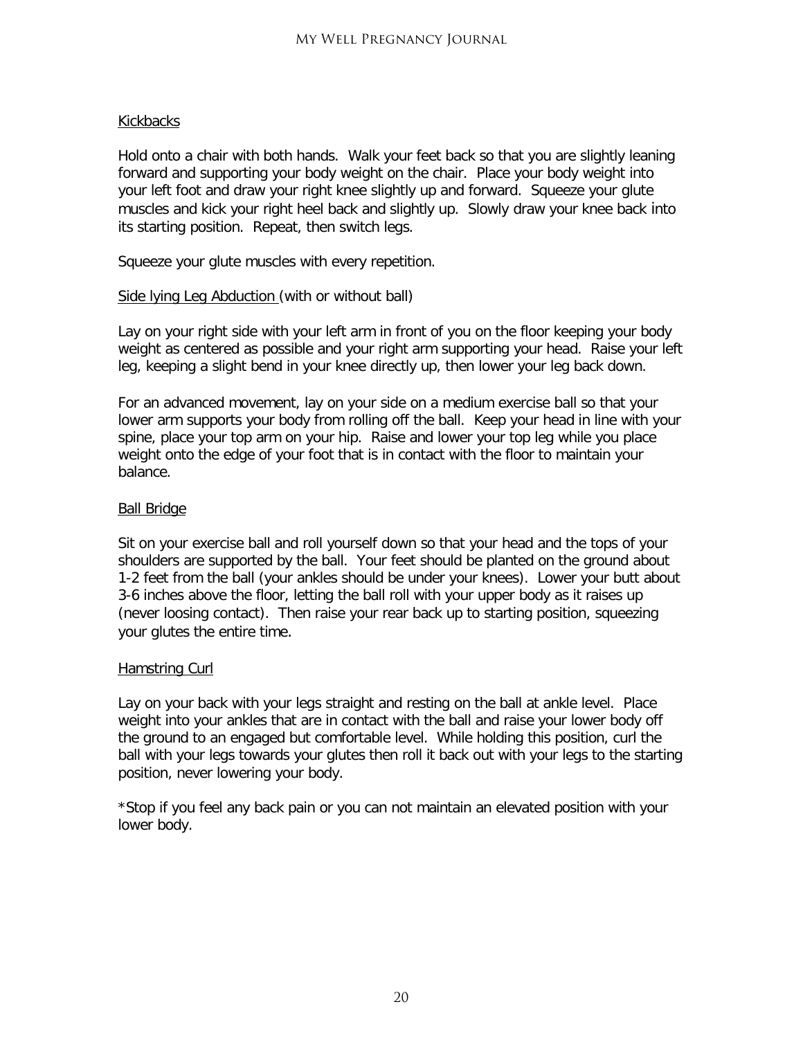Kickbacks

Hold onto a chair with both hands. Walk your feet back so that you are slightly leaning forward and supporting your body weight on the chair. Place your body weight into your left foot and draw your right knee slightly up and forward. Squeeze your glute muscles and kick your right heel back and slightly up. Slowly draw your knee back into its starting position. Repeat, then switch legs.

Squeeze your glute muscles with every repetition.

Side lying Leg Abduction (with or without ball)

Lay on your right side with your left arm in front of you on the floor keeping your body weight as centered as possible and your right arm supporting your head. Raise your left leg, keeping a slight bend in your knee directly up, then lower your leg back down.

For an advanced movement, lay on your side on a medium exercise ball so that your lower arm supports your body from rolling off the ball. Keep your head in line with your spine, place your top arm on your hip. Raise and lower your top leg while you place weight onto the edge of your foot that is in contact with the floor to maintain your balance.

Ball Bridge

Sit on your exercise ball and roll yourself down so that your head and the tops of your shoulders are supported by the ball. Your feet should be planted on the ground about 1-2 feet from the ball (your ankles should be under your knees). Lower your butt about 3-6 inches above the floor, letting the ball roll with your upper body as it raises up (never loosing contact). Then raise your rear back up to starting position, squeezing your glutes the entire time.

Hamstring Curl

Lay on your back with your legs straight and resting on the ball at ankle level. Place weight into your ankles that are in contact with the ball and raise your lower body off the ground to an engaged but comfortable level. While holding this position, curl the ball with your legs towards your glutes then roll it back out with your legs to the starting position, never lowering your body.

*Stop if you feel any back pain or you can not maintain an elevated position with your lower body.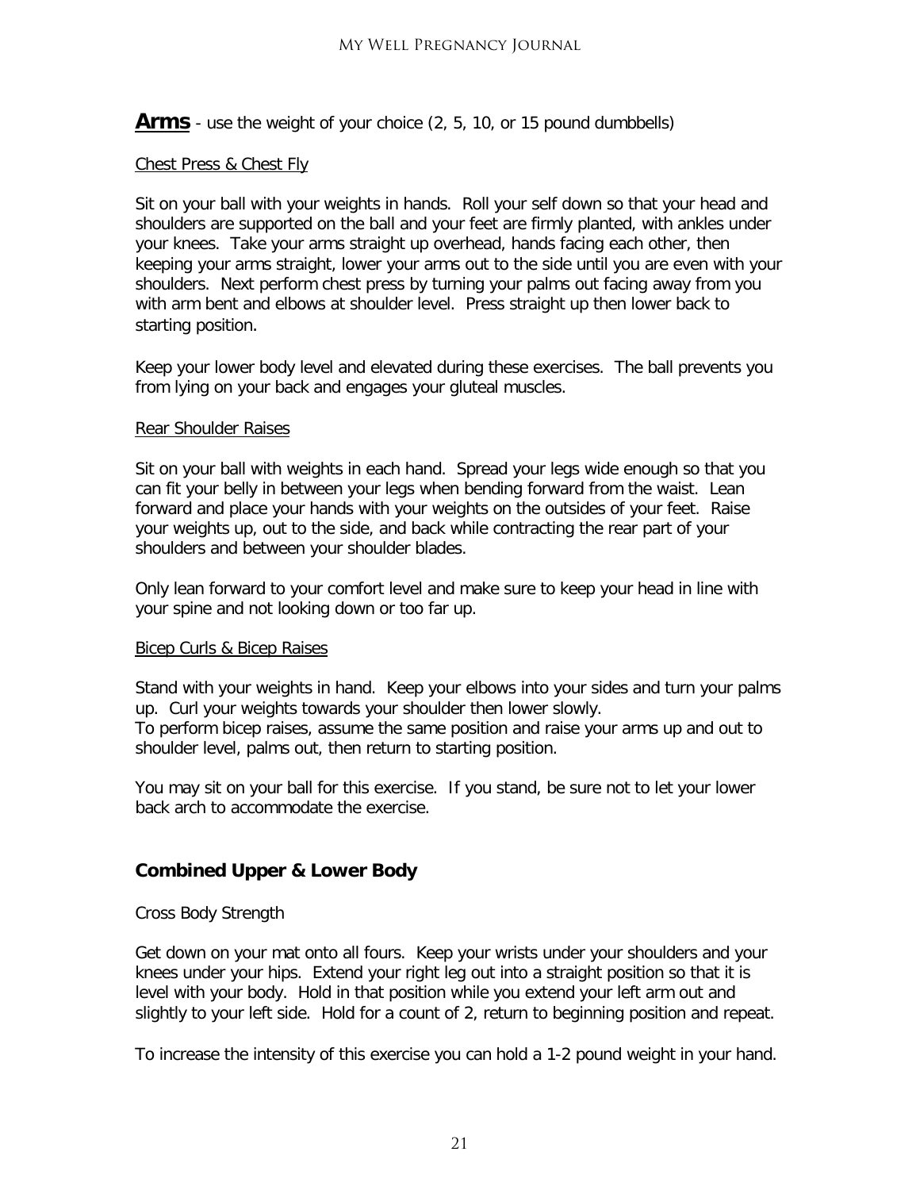## **Arms** - use the weight of your choice (2, 5, 10, or 15 pound dumbbells)

Chest Press & Chest Fly

Sit on your ball with your weights in hands. Roll your self down so that your head and shoulders are supported on the ball and your feet are firmly planted, with ankles under your knees. Take your arms straight up overhead, hands facing each other, then keeping your arms straight, lower your arms out to the side until you are even with your shoulders. Next perform chest press by turning your palms out facing away from you with arm bent and elbows at shoulder level. Press straight up then lower back to starting position.

Keep your lower body level and elevated during these exercises. The ball prevents you from lying on your back and engages your gluteal muscles.

Rear Shoulder Raises

Sit on your ball with weights in each hand. Spread your legs wide enough so that you can fit your belly in between your legs when bending forward from the waist. Lean forward and place your hands with your weights on the outsides of your feet. Raise your weights up, out to the side, and back while contracting the rear part of your shoulders and between your shoulder blades.

Only lean forward to your comfort level and make sure to keep your head in line with your spine and not looking down or too far up.

Bicep Curls & Bicep Raises

Stand with your weights in hand. Keep your elbows into your sides and turn your palms up. Curl your weights towards your shoulder then lower slowly.
To perform bicep raises, assume the same position and raise your arms up and out to shoulder level, palms out, then return to starting position.

You may sit on your ball for this exercise. If you stand, be sure not to let your lower back arch to accommodate the exercise.

### **Combined Upper & Lower Body**

Cross Body Strength

Get down on your mat onto all fours. Keep your wrists under your shoulders and your knees under your hips. Extend your right leg out into a straight position so that it is level with your body. Hold in that position while you extend your left arm out and slightly to your left side. Hold for a count of 2, return to beginning position and repeat.

To increase the intensity of this exercise you can hold a 1-2 pound weight in your hand.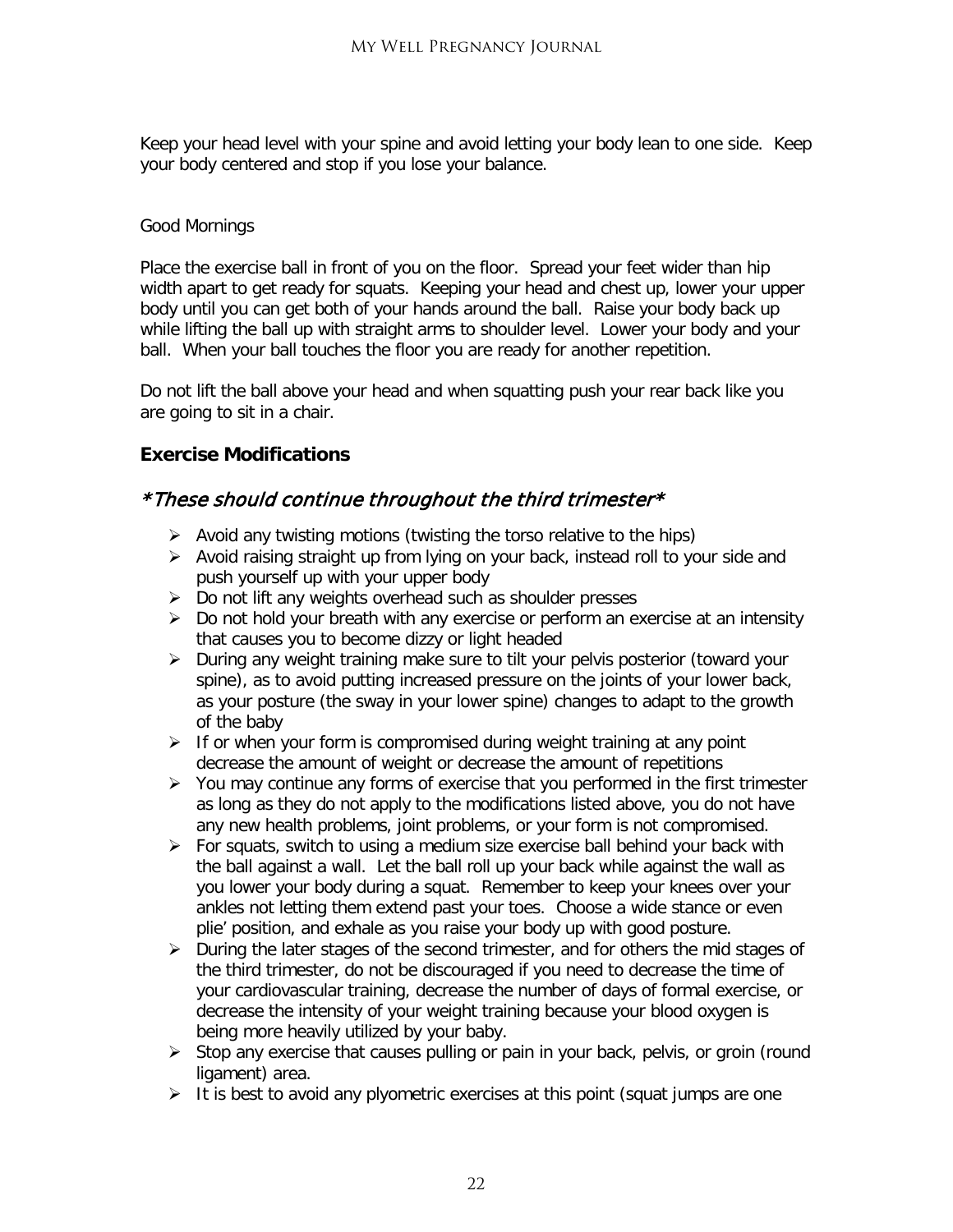Keep your head level with your spine and avoid letting your body lean to one side. Keep your body centered and stop if you lose your balance.

Good Mornings

Place the exercise ball in front of you on the floor. Spread your feet wider than hip width apart to get ready for squats. Keeping your head and chest up, lower your upper body until you can get both of your hands around the ball. Raise your body back up while lifting the ball up with straight arms to shoulder level. Lower your body and your ball. When your ball touches the floor you are ready for another repetition.

Do not lift the ball above your head and when squatting push your rear back like you are going to sit in a chair.

### Exercise Modifications

## *These should continue throughout the third trimester*

- Avoid any twisting motions (twisting the torso relative to the hips)
- Avoid raising straight up from lying on your back, instead roll to your side and push yourself up with your upper body
- Do not lift any weights overhead such as shoulder presses
- Do not hold your breath with any exercise or perform an exercise at an intensity that causes you to become dizzy or light headed
- During any weight training make sure to tilt your pelvis posterior (toward your spine), as to avoid putting increased pressure on the joints of your lower back, as your posture (the sway in your lower spine) changes to adapt to the growth of the baby
- If or when your form is compromised during weight training at any point decrease the amount of weight or decrease the amount of repetitions
- You may continue any forms of exercise that you performed in the first trimester as long as they do not apply to the modifications listed above, you do not have any new health problems, joint problems, or your form is not compromised.
- For squats, switch to using a medium size exercise ball behind your back with the ball against a wall. Let the ball roll up your back while against the wall as you lower your body during a squat. Remember to keep your knees over your ankles not letting them extend past your toes. Choose a wide stance or even plie' position, and exhale as you raise your body up with good posture.
- During the later stages of the second trimester, and for others the mid stages of the third trimester, do not be discouraged if you need to decrease the time of your cardiovascular training, decrease the number of days of formal exercise, or decrease the intensity of your weight training because your blood oxygen is being more heavily utilized by your baby.
- Stop any exercise that causes pulling or pain in your back, pelvis, or groin (round ligament) area.
- It is best to avoid any plyometric exercises at this point (squat jumps are one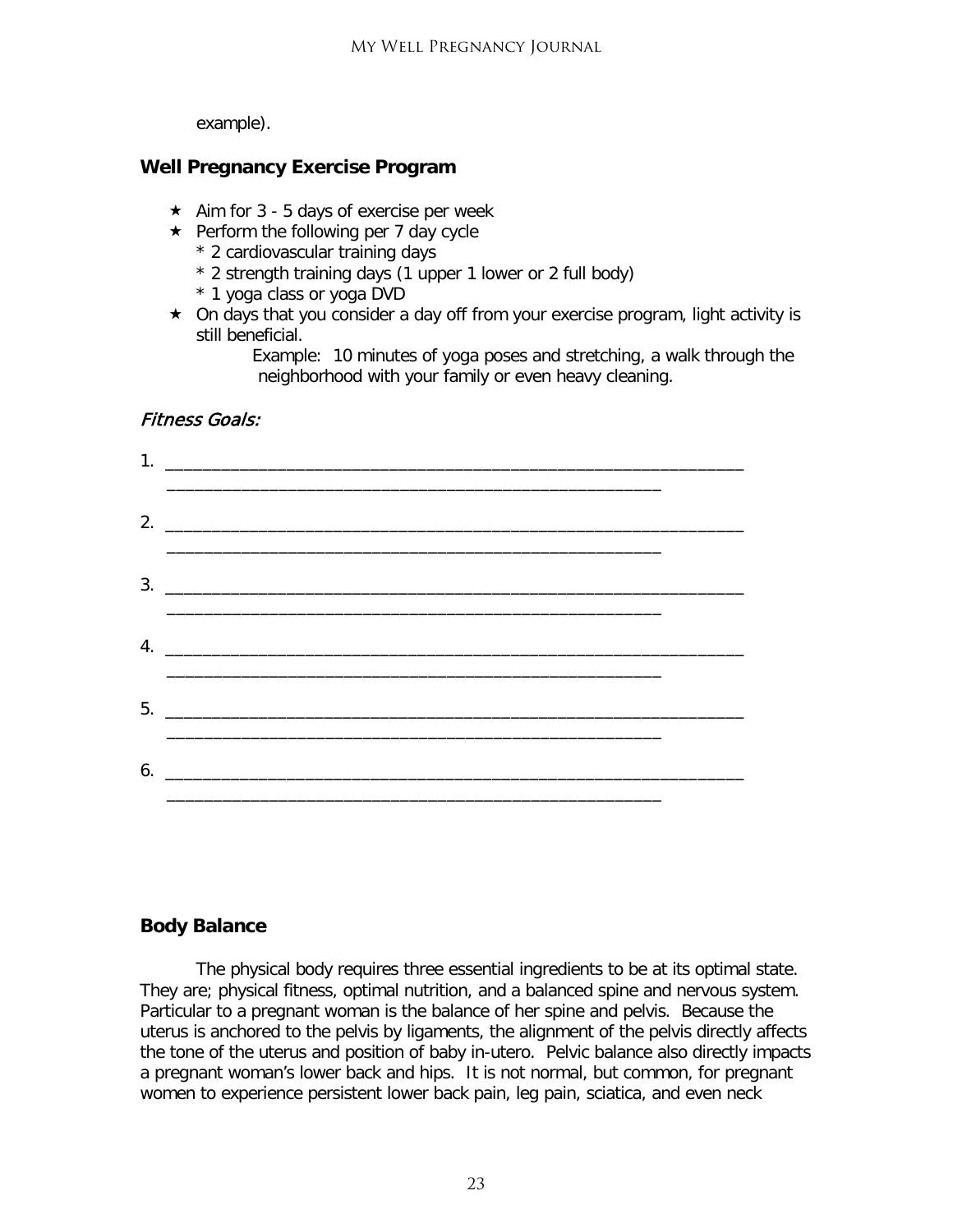example).

## Well Pregnancy Exercise Program

- ★ Aim for 3 - 5 days of exercise per week
- ★ Perform the following per 7 day cycle
  - * 2 cardiovascular training days
  - * 2 strength training days (1 upper 1 lower or 2 full body)
  - * 1 yoga class or yoga DVD
- ★ On days that you consider a day off from your exercise program, light activity is still beneficial.

  Example: 10 minutes of yoga poses and stretching, a walk through the neighborhood with your family or even heavy cleaning.

*Fitness Goals:*

1. ________________________________________________________________
   ______________________________________________________

2. ________________________________________________________________
   ______________________________________________________

3. ________________________________________________________________
   ______________________________________________________

4. ________________________________________________________________
   ______________________________________________________

5. ________________________________________________________________
   ______________________________________________________

6. ________________________________________________________________
   ______________________________________________________

## Body Balance

The physical body requires three essential ingredients to be at its optimal state. They are; physical fitness, optimal nutrition, and a balanced spine and nervous system. Particular to a pregnant woman is the balance of her spine and pelvis. Because the uterus is anchored to the pelvis by ligaments, the alignment of the pelvis directly affects the tone of the uterus and position of baby in-utero. Pelvic balance also directly impacts a pregnant woman's lower back and hips. It is not normal, but common, for pregnant women to experience persistent lower back pain, leg pain, sciatica, and even neck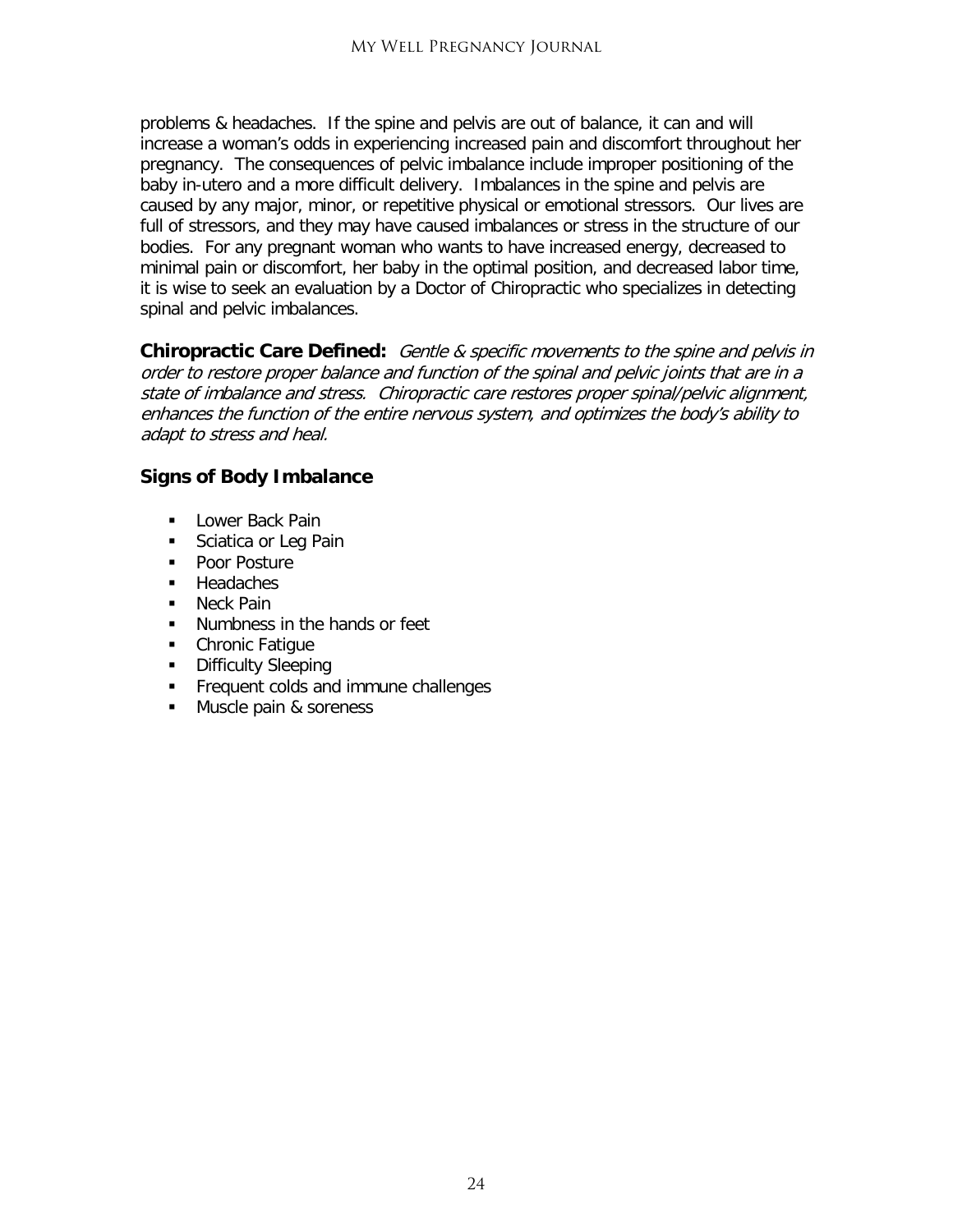problems & headaches. If the spine and pelvis are out of balance, it can and will increase a woman's odds in experiencing increased pain and discomfort throughout her pregnancy. The consequences of pelvic imbalance include improper positioning of the baby in-utero and a more difficult delivery. Imbalances in the spine and pelvis are caused by any major, minor, or repetitive physical or emotional stressors. Our lives are full of stressors, and they may have caused imbalances or stress in the structure of our bodies. For any pregnant woman who wants to have increased energy, decreased to minimal pain or discomfort, her baby in the optimal position, and decreased labor time, it is wise to seek an evaluation by a Doctor of Chiropractic who specializes in detecting spinal and pelvic imbalances.

**Chiropractic Care Defined:** *Gentle & specific movements to the spine and pelvis in order to restore proper balance and function of the spinal and pelvic joints that are in a state of imbalance and stress. Chiropractic care restores proper spinal/pelvic alignment, enhances the function of the entire nervous system, and optimizes the body's ability to adapt to stress and heal.*

### Signs of Body Imbalance

- Lower Back Pain
- Sciatica or Leg Pain
- Poor Posture
- Headaches
- Neck Pain
- Numbness in the hands or feet
- Chronic Fatigue
- Difficulty Sleeping
- Frequent colds and immune challenges
- Muscle pain & soreness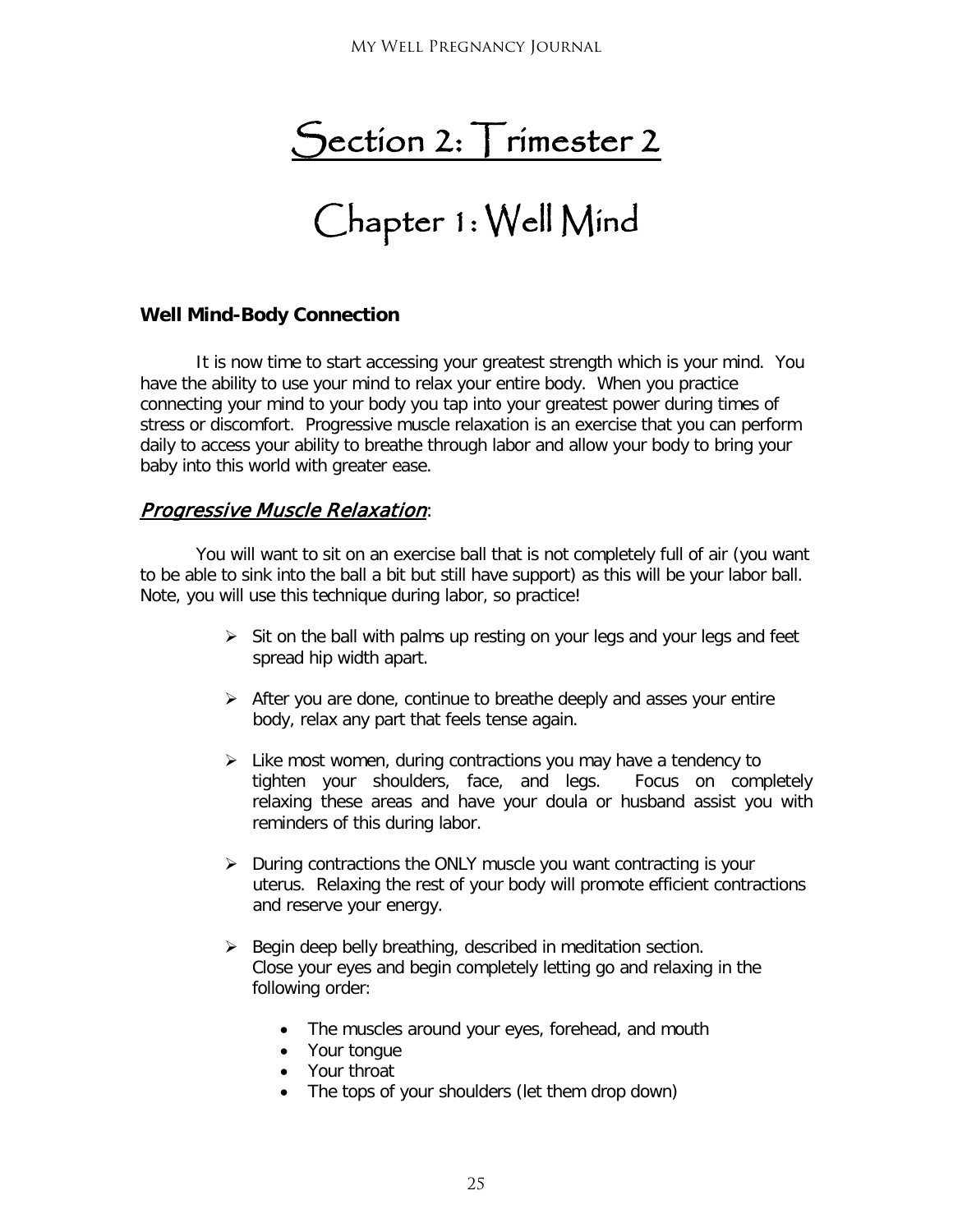# Section 2: Trimester 2

# Chapter 1: Well Mind

**Well Mind-Body Connection**

It is now time to start accessing your greatest strength which is your mind. You have the ability to use your mind to relax your entire body. When you practice connecting your mind to your body you tap into your greatest power during times of stress or discomfort. Progressive muscle relaxation is an exercise that you can perform daily to access your ability to breathe through labor and allow your body to bring your baby into this world with greater ease.

## *Progressive Muscle Relaxation*:

You will want to sit on an exercise ball that is not completely full of air (you want to be able to sink into the ball a bit but still have support) as this will be your labor ball. Note, you will use this technique during labor, so practice!

- Sit on the ball with palms up resting on your legs and your legs and feet spread hip width apart.
- After you are done, continue to breathe deeply and asses your entire body, relax any part that feels tense again.
- Like most women, during contractions you may have a tendency to tighten your shoulders, face, and legs. Focus on completely relaxing these areas and have your doula or husband assist you with reminders of this during labor.
- During contractions the ONLY muscle you want contracting is your uterus. Relaxing the rest of your body will promote efficient contractions and reserve your energy.
- Begin deep belly breathing, described in meditation section. Close your eyes and begin completely letting go and relaxing in the following order:
  - The muscles around your eyes, forehead, and mouth
  - Your tongue
  - Your throat
  - The tops of your shoulders (let them drop down)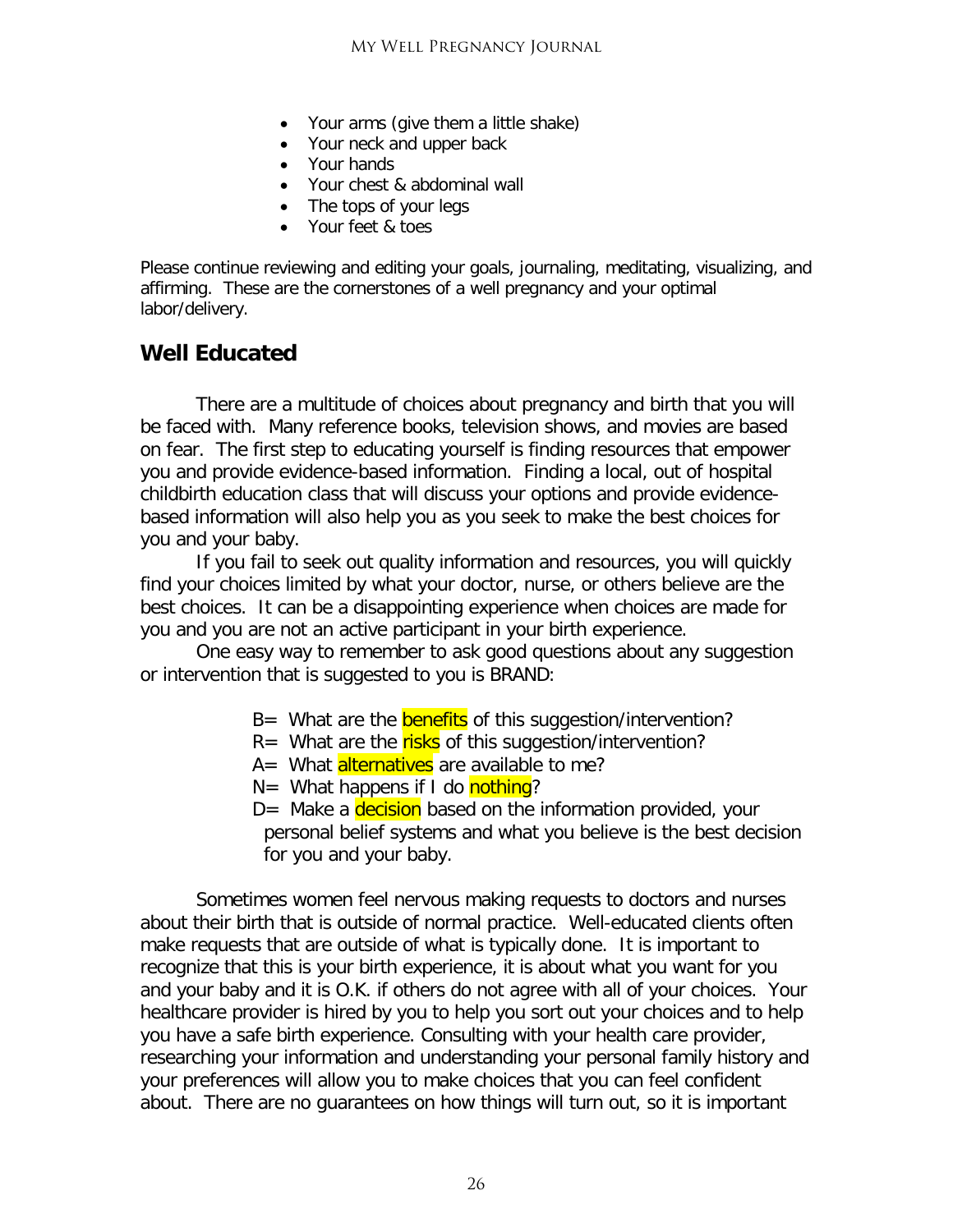- Your arms (give them a little shake)
- Your neck and upper back
- Your hands
- Your chest & abdominal wall
- The tops of your legs
- Your feet & toes

Please continue reviewing and editing your goals, journaling, meditating, visualizing, and affirming. These are the cornerstones of a well pregnancy and your optimal labor/delivery.

## Well Educated

There are a multitude of choices about pregnancy and birth that you will be faced with. Many reference books, television shows, and movies are based on fear. The first step to educating yourself is finding resources that empower you and provide evidence-based information. Finding a local, out of hospital childbirth education class that will discuss your options and provide evidence-based information will also help you as you seek to make the best choices for you and your baby.

If you fail to seek out quality information and resources, you will quickly find your choices limited by what your doctor, nurse, or others believe are the best choices. It can be a disappointing experience when choices are made for you and you are not an active participant in your birth experience.

One easy way to remember to ask good questions about any suggestion or intervention that is suggested to you is BRAND:

B= What are the benefits of this suggestion/intervention?
R= What are the risks of this suggestion/intervention?
A= What alternatives are available to me?
N= What happens if I do nothing?
D= Make a decision based on the information provided, your personal belief systems and what you believe is the best decision for you and your baby.

Sometimes women feel nervous making requests to doctors and nurses about their birth that is outside of normal practice. Well-educated clients often make requests that are outside of what is typically done. It is important to recognize that this is your birth experience, it is about what you want for you and your baby and it is O.K. if others do not agree with all of your choices. Your healthcare provider is hired by you to help you sort out your choices and to help you have a safe birth experience. Consulting with your health care provider, researching your information and understanding your personal family history and your preferences will allow you to make choices that you can feel confident about. There are no guarantees on how things will turn out, so it is important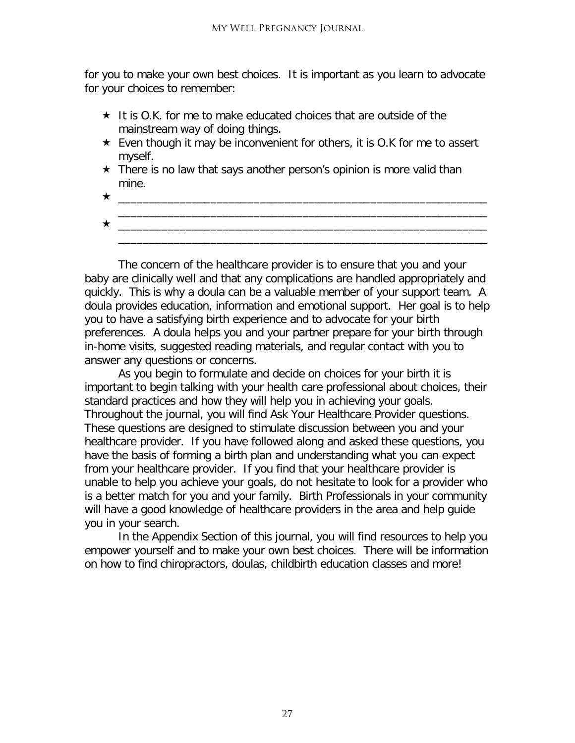for you to make your own best choices. It is important as you learn to advocate for your choices to remember:

- ★ It is O.K. for me to make educated choices that are outside of the mainstream way of doing things.
- ★ Even though it may be inconvenient for others, it is O.K for me to assert myself.
- ★ There is no law that says another person's opinion is more valid than mine.
- ★ ____________________________________________________________
  ____________________________________________________________
- ★ ____________________________________________________________
  ____________________________________________________________

The concern of the healthcare provider is to ensure that you and your baby are clinically well and that any complications are handled appropriately and quickly. This is why a doula can be a valuable member of your support team. A doula provides education, information and emotional support. Her goal is to help you to have a satisfying birth experience and to advocate for your birth preferences. A doula helps you and your partner prepare for your birth through in-home visits, suggested reading materials, and regular contact with you to answer any questions or concerns.

As you begin to formulate and decide on choices for your birth it is important to begin talking with your health care professional about choices, their standard practices and how they will help you in achieving your goals. Throughout the journal, you will find Ask Your Healthcare Provider questions. These questions are designed to stimulate discussion between you and your healthcare provider. If you have followed along and asked these questions, you have the basis of forming a birth plan and understanding what you can expect from your healthcare provider. If you find that your healthcare provider is unable to help you achieve your goals, do not hesitate to look for a provider who is a better match for you and your family. Birth Professionals in your community will have a good knowledge of healthcare providers in the area and help guide you in your search.

In the Appendix Section of this journal, you will find resources to help you empower yourself and to make your own best choices. There will be information on how to find chiropractors, doulas, childbirth education classes and more!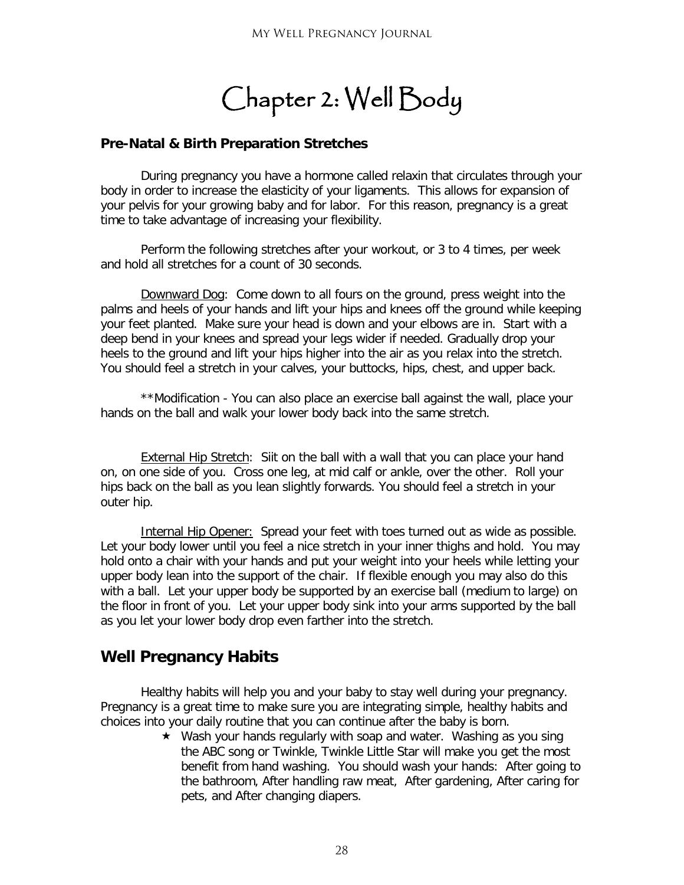# Chapter 2: Well Body

**Pre-Natal & Birth Preparation Stretches**

During pregnancy you have a hormone called relaxin that circulates through your body in order to increase the elasticity of your ligaments. This allows for expansion of your pelvis for your growing baby and for labor. For this reason, pregnancy is a great time to take advantage of increasing your flexibility.

Perform the following stretches after your workout, or 3 to 4 times, per week and hold all stretches for a count of 30 seconds.

Downward Dog: Come down to all fours on the ground, press weight into the palms and heels of your hands and lift your hips and knees off the ground while keeping your feet planted. Make sure your head is down and your elbows are in. Start with a deep bend in your knees and spread your legs wider if needed. Gradually drop your heels to the ground and lift your hips higher into the air as you relax into the stretch. You should feel a stretch in your calves, your buttocks, hips, chest, and upper back.

**Modification - You can also place an exercise ball against the wall, place your hands on the ball and walk your lower body back into the same stretch.

External Hip Stretch: Siit on the ball with a wall that you can place your hand on, on one side of you. Cross one leg, at mid calf or ankle, over the other. Roll your hips back on the ball as you lean slightly forwards. You should feel a stretch in your outer hip.

Internal Hip Opener: Spread your feet with toes turned out as wide as possible. Let your body lower until you feel a nice stretch in your inner thighs and hold. You may hold onto a chair with your hands and put your weight into your heels while letting your upper body lean into the support of the chair. If flexible enough you may also do this with a ball. Let your upper body be supported by an exercise ball (medium to large) on the floor in front of you. Let your upper body sink into your arms supported by the ball as you let your lower body drop even farther into the stretch.

## Well Pregnancy Habits

Healthy habits will help you and your baby to stay well during your pregnancy. Pregnancy is a great time to make sure you are integrating simple, healthy habits and choices into your daily routine that you can continue after the baby is born.

- Wash your hands regularly with soap and water. Washing as you sing the ABC song or Twinkle, Twinkle Little Star will make you get the most benefit from hand washing. You should wash your hands: After going to the bathroom, After handling raw meat, After gardening, After caring for pets, and After changing diapers.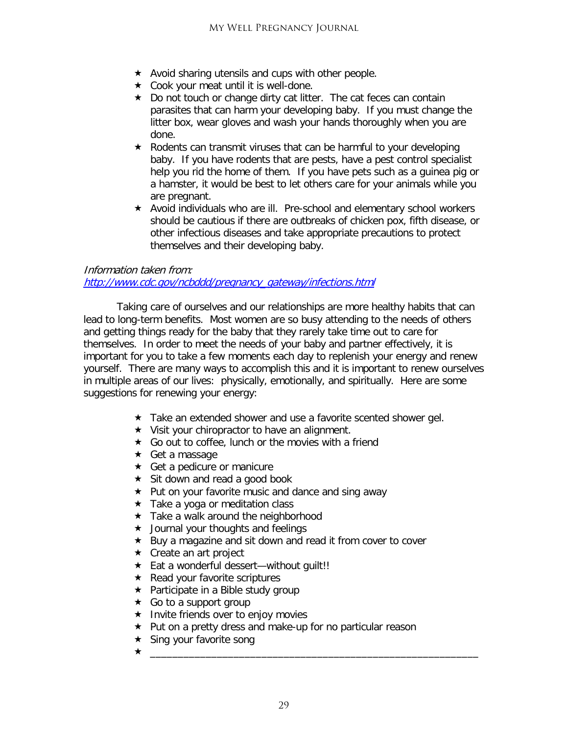- ★ Avoid sharing utensils and cups with other people.
- ★ Cook your meat until it is well-done.
- ★ Do not touch or change dirty cat litter. The cat feces can contain parasites that can harm your developing baby. If you must change the litter box, wear gloves and wash your hands thoroughly when you are done.
- ★ Rodents can transmit viruses that can be harmful to your developing baby. If you have rodents that are pests, have a pest control specialist help you rid the home of them. If you have pets such as a guinea pig or a hamster, it would be best to let others care for your animals while you are pregnant.
- ★ Avoid individuals who are ill. Pre-school and elementary school workers should be cautious if there are outbreaks of chicken pox, fifth disease, or other infectious diseases and take appropriate precautions to protect themselves and their developing baby.

*Information taken from:*
*[http://www.cdc.gov/ncbddd/pregnancy_gateway/infections.html](http://www.cdc.gov/ncbddd/pregnancy_gateway/infections.html)*

Taking care of ourselves and our relationships are more healthy habits that can lead to long-term benefits. Most women are so busy attending to the needs of others and getting things ready for the baby that they rarely take time out to care for themselves. In order to meet the needs of your baby and partner effectively, it is important for you to take a few moments each day to replenish your energy and renew yourself. There are many ways to accomplish this and it is important to renew ourselves in multiple areas of our lives: physically, emotionally, and spiritually. Here are some suggestions for renewing your energy:

- ★ Take an extended shower and use a favorite scented shower gel.
- ★ Visit your chiropractor to have an alignment.
- ★ Go out to coffee, lunch or the movies with a friend
- ★ Get a massage
- ★ Get a pedicure or manicure
- ★ Sit down and read a good book
- ★ Put on your favorite music and dance and sing away
- ★ Take a yoga or meditation class
- ★ Take a walk around the neighborhood
- ★ Journal your thoughts and feelings
- ★ Buy a magazine and sit down and read it from cover to cover
- ★ Create an art project
- ★ Eat a wonderful dessert—without guilt!!
- ★ Read your favorite scriptures
- ★ Participate in a Bible study group
- ★ Go to a support group
- ★ Invite friends over to enjoy movies
- ★ Put on a pretty dress and make-up for no particular reason
- ★ Sing your favorite song
- ★ ____________________________________________________________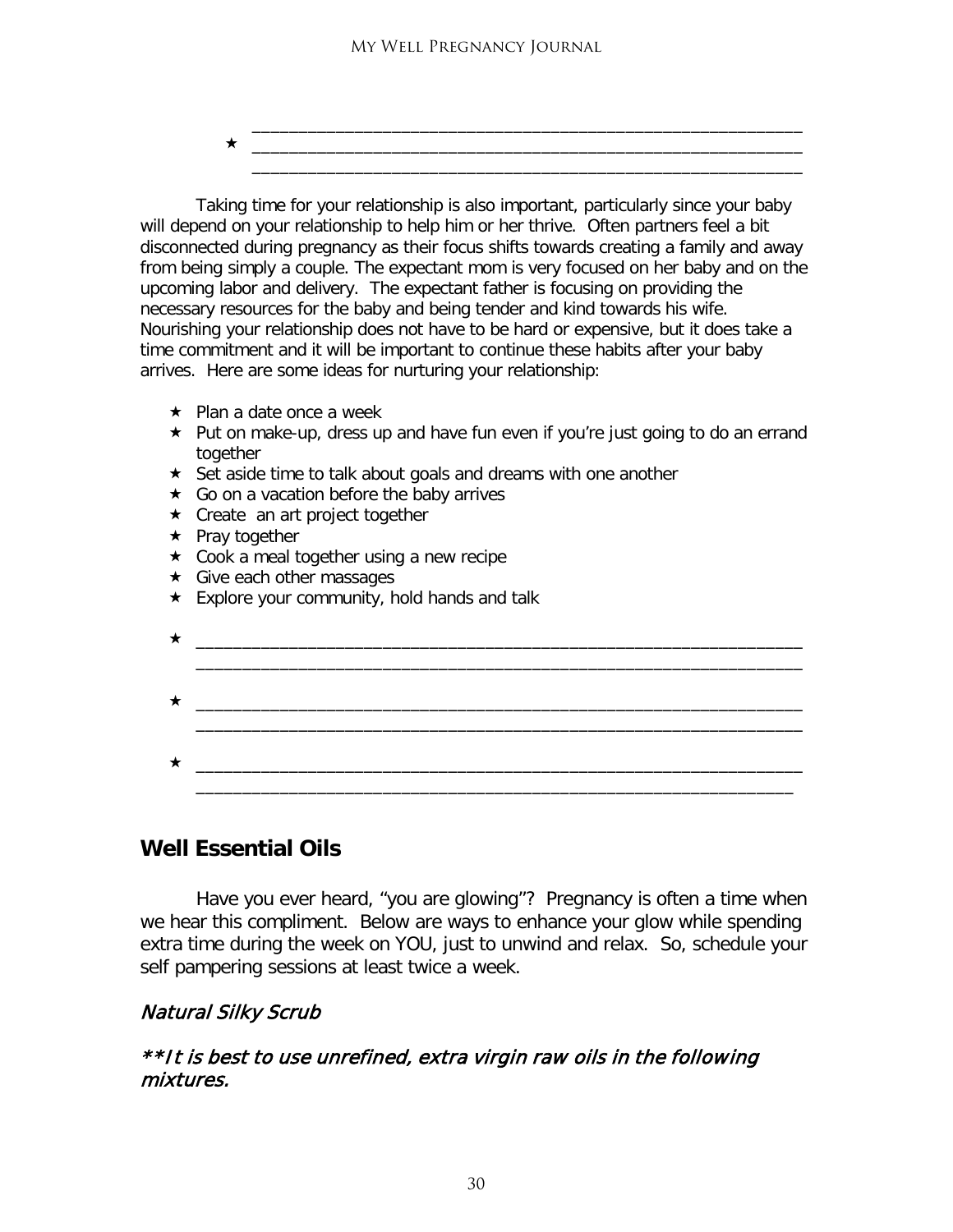- ___________________________________________________________
___________________________________________________________
___________________________________________________________

Taking time for your relationship is also important, particularly since your baby will depend on your relationship to help him or her thrive. Often partners feel a bit disconnected during pregnancy as their focus shifts towards creating a family and away from being simply a couple. The expectant mom is very focused on her baby and on the upcoming labor and delivery. The expectant father is focusing on providing the necessary resources for the baby and being tender and kind towards his wife. Nourishing your relationship does not have to be hard or expensive, but it does take a time commitment and it will be important to continue these habits after your baby arrives. Here are some ideas for nurturing your relationship:

- Plan a date once a week
- Put on make-up, dress up and have fun even if you're just going to do an errand together
- Set aside time to talk about goals and dreams with one another
- Go on a vacation before the baby arrives
- Create an art project together
- Pray together
- Cook a meal together using a new recipe
- Give each other massages
- Explore your community, hold hands and talk
- ___________________________________________________________
___________________________________________________________
- ___________________________________________________________
___________________________________________________________
- ___________________________________________________________
___________________________________________________________

## Well Essential Oils

Have you ever heard, "you are glowing"? Pregnancy is often a time when we hear this compliment. Below are ways to enhance your glow while spending extra time during the week on YOU, just to unwind and relax. So, schedule your self pampering sessions at least twice a week.

### *Natural Silky Scrub*

***\*\*It is best to use unrefined, extra virgin raw oils in the following mixtures.***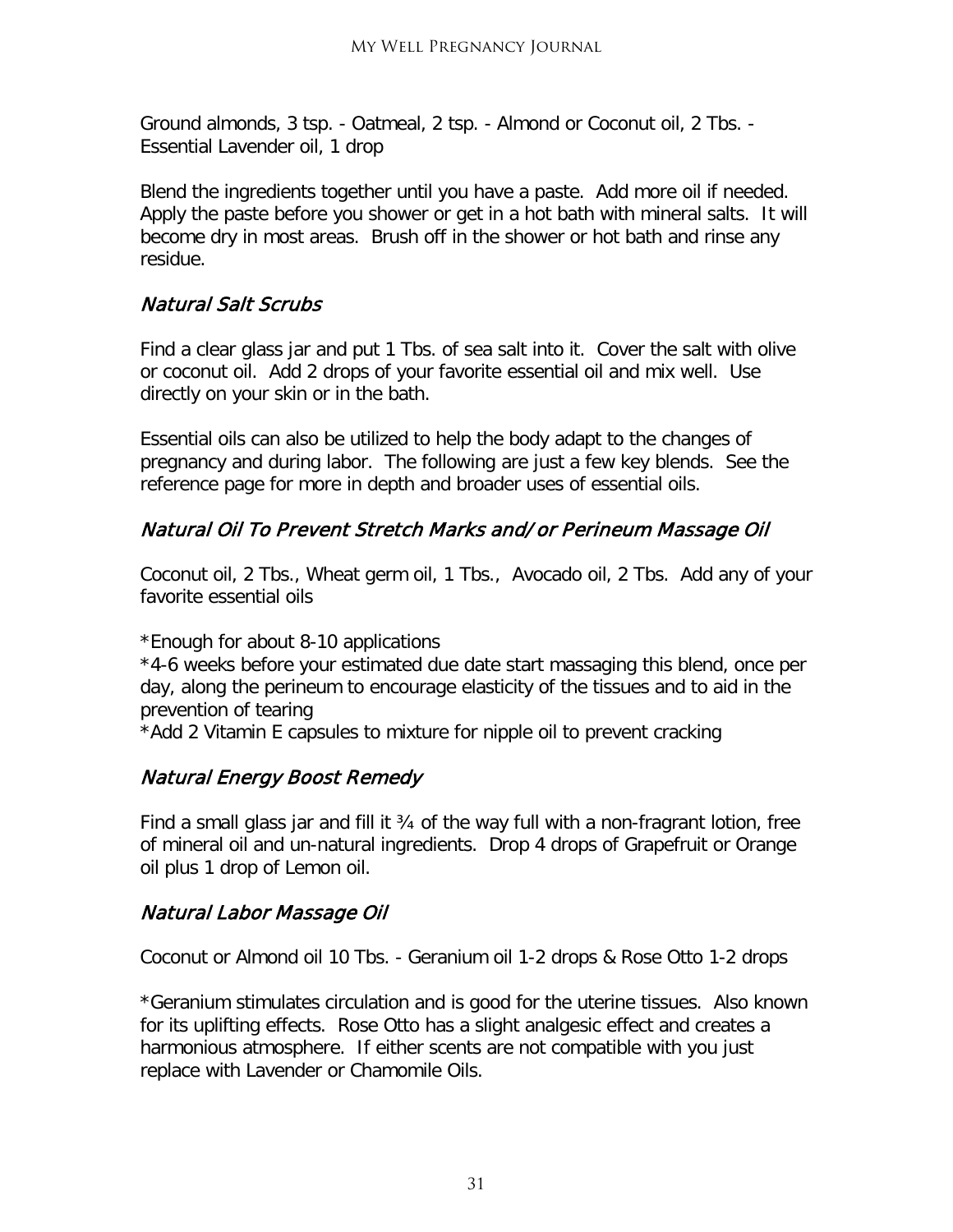Ground almonds, 3 tsp. - Oatmeal, 2 tsp. - Almond or Coconut oil, 2 Tbs. - Essential Lavender oil, 1 drop

Blend the ingredients together until you have a paste. Add more oil if needed. Apply the paste before you shower or get in a hot bath with mineral salts. It will become dry in most areas. Brush off in the shower or hot bath and rinse any residue.

### *Natural Salt Scrubs*

Find a clear glass jar and put 1 Tbs. of sea salt into it. Cover the salt with olive or coconut oil. Add 2 drops of your favorite essential oil and mix well. Use directly on your skin or in the bath.

Essential oils can also be utilized to help the body adapt to the changes of pregnancy and during labor. The following are just a few key blends. See the reference page for more in depth and broader uses of essential oils.

### *Natural Oil To Prevent Stretch Marks and/or Perineum Massage Oil*

Coconut oil, 2 Tbs., Wheat germ oil, 1 Tbs., Avocado oil, 2 Tbs. Add any of your favorite essential oils

*Enough for about 8-10 applications
*4-6 weeks before your estimated due date start massaging this blend, once per day, along the perineum to encourage elasticity of the tissues and to aid in the prevention of tearing
*Add 2 Vitamin E capsules to mixture for nipple oil to prevent cracking

### *Natural Energy Boost Remedy*

Find a small glass jar and fill it ¾ of the way full with a non-fragrant lotion, free of mineral oil and un-natural ingredients. Drop 4 drops of Grapefruit or Orange oil plus 1 drop of Lemon oil.

### *Natural Labor Massage Oil*

Coconut or Almond oil 10 Tbs. - Geranium oil 1-2 drops & Rose Otto 1-2 drops

*Geranium stimulates circulation and is good for the uterine tissues. Also known for its uplifting effects. Rose Otto has a slight analgesic effect and creates a harmonious atmosphere. If either scents are not compatible with you just replace with Lavender or Chamomile Oils.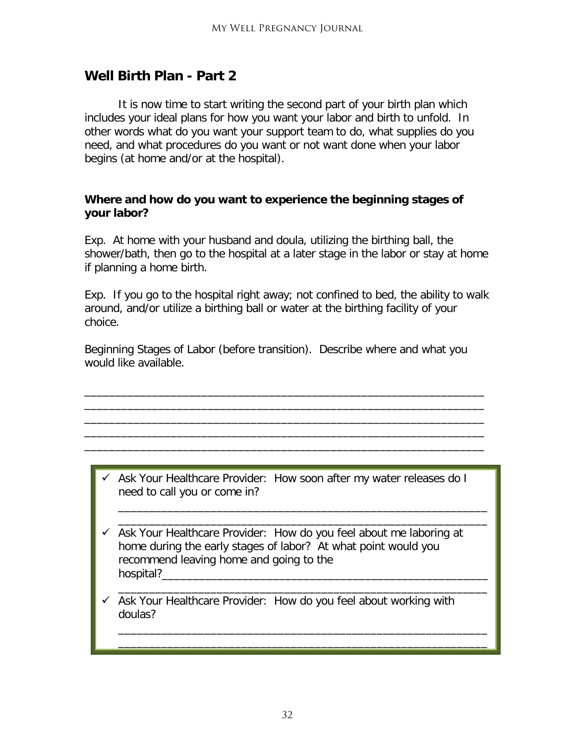## Well Birth Plan - Part 2

It is now time to start writing the second part of your birth plan which includes your ideal plans for how you want your labor and birth to unfold. In other words what do you want your support team to do, what supplies do you need, and what procedures do you want or not want done when your labor begins (at home and/or at the hospital).

**Where and how do you want to experience the beginning stages of your labor?**

Exp. At home with your husband and doula, utilizing the birthing ball, the shower/bath, then go to the hospital at a later stage in the labor or stay at home if planning a home birth.

Exp. If you go to the hospital right away; not confined to bed, the ability to walk around, and/or utilize a birthing ball or water at the birthing facility of your choice.

Beginning Stages of Labor (before transition). Describe where and what you would like available.

_______________________________________________________________
_______________________________________________________________
_______________________________________________________________
_______________________________________________________________
_______________________________________________________________

- ✓ Ask Your Healthcare Provider: How soon after my water releases do I need to call you or come in?

  ______________________________________________________________
  ______________________________________________________________

- ✓ Ask Your Healthcare Provider: How do you feel about me laboring at home during the early stages of labor? At what point would you recommend leaving home and going to the hospital?_______________________________________________________

  ______________________________________________________________

- ✓ Ask Your Healthcare Provider: How do you feel about working with doulas?

  ______________________________________________________________
  ______________________________________________________________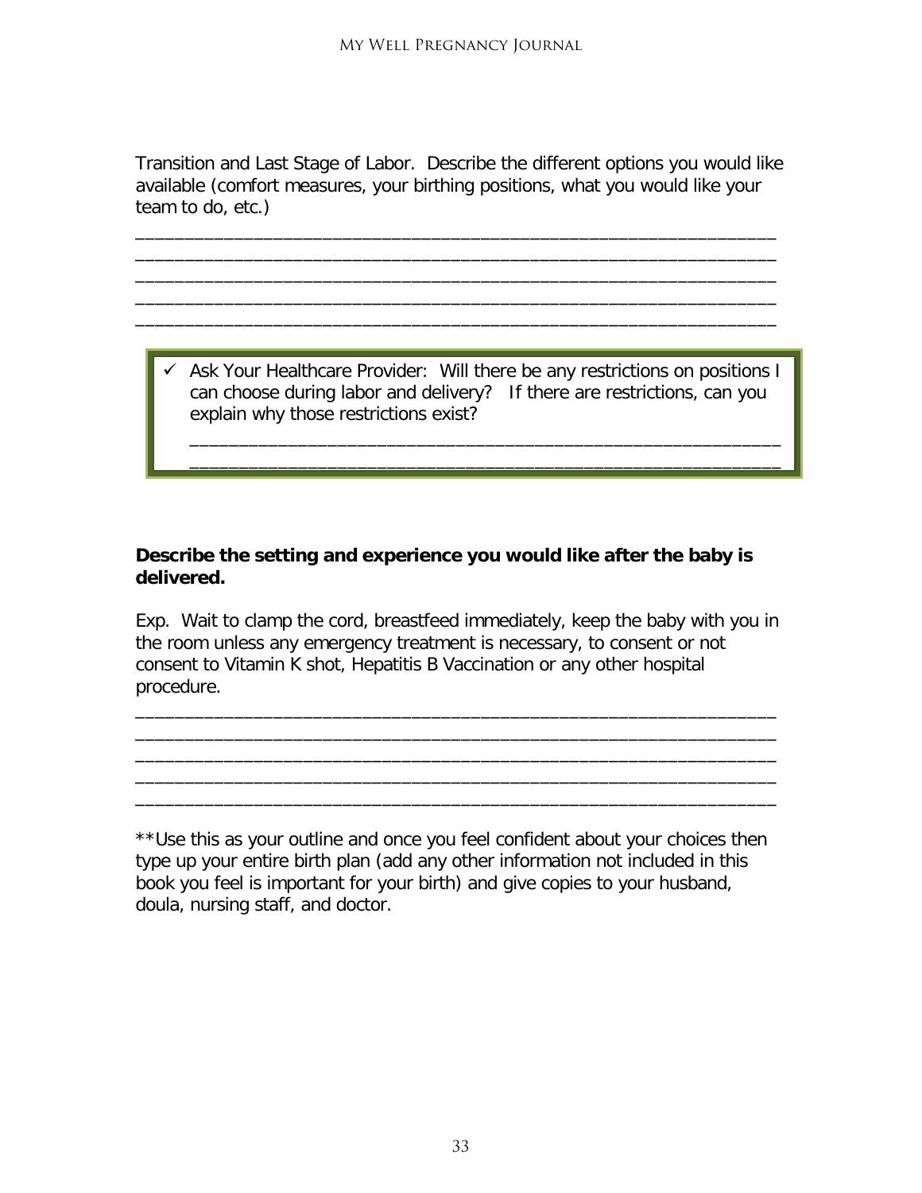Transition and Last Stage of Labor. Describe the different options you would like available (comfort measures, your birthing positions, what you would like your team to do, etc.)

_______________________________________________________________
_______________________________________________________________
_______________________________________________________________
_______________________________________________________________
_______________________________________________________________

- ✓ Ask Your Healthcare Provider: Will there be any restrictions on positions I can choose during labor and delivery? If there are restrictions, can you explain why those restrictions exist?

  ___________________________________________________________
  ___________________________________________________________

**Describe the setting and experience you would like after the baby is delivered.**

Exp. Wait to clamp the cord, breastfeed immediately, keep the baby with you in the room unless any emergency treatment is necessary, to consent or not consent to Vitamin K shot, Hepatitis B Vaccination or any other hospital procedure.

_______________________________________________________________
_______________________________________________________________
_______________________________________________________________
_______________________________________________________________
_______________________________________________________________

**Use this as your outline and once you feel confident about your choices then type up your entire birth plan (add any other information not included in this book you feel is important for your birth) and give copies to your husband, doula, nursing staff, and doctor.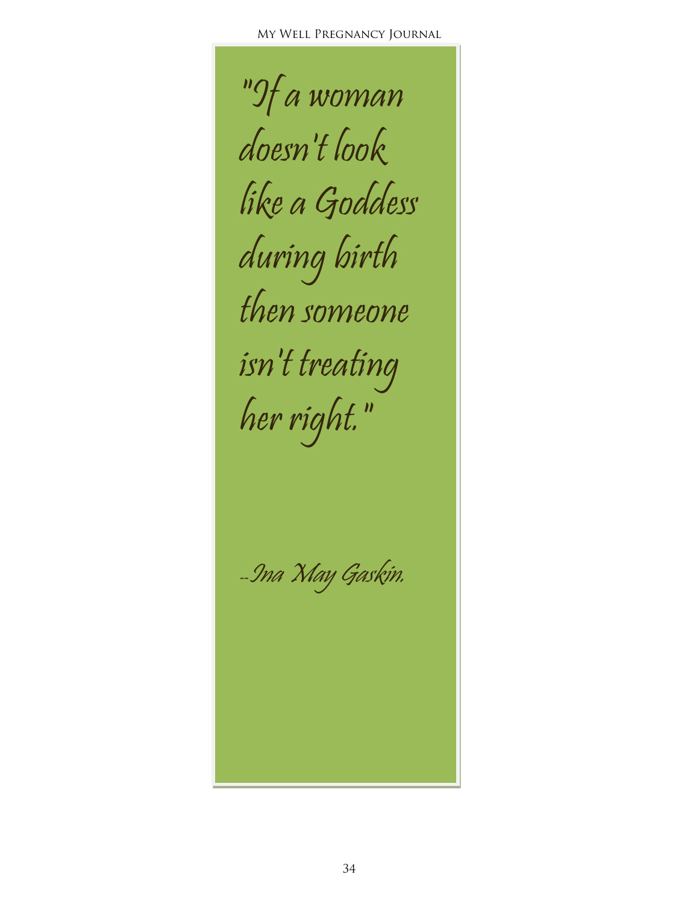"If a woman doesn't look like a Goddess during birth then someone isn't treating her right."

--Ina May Gaskin.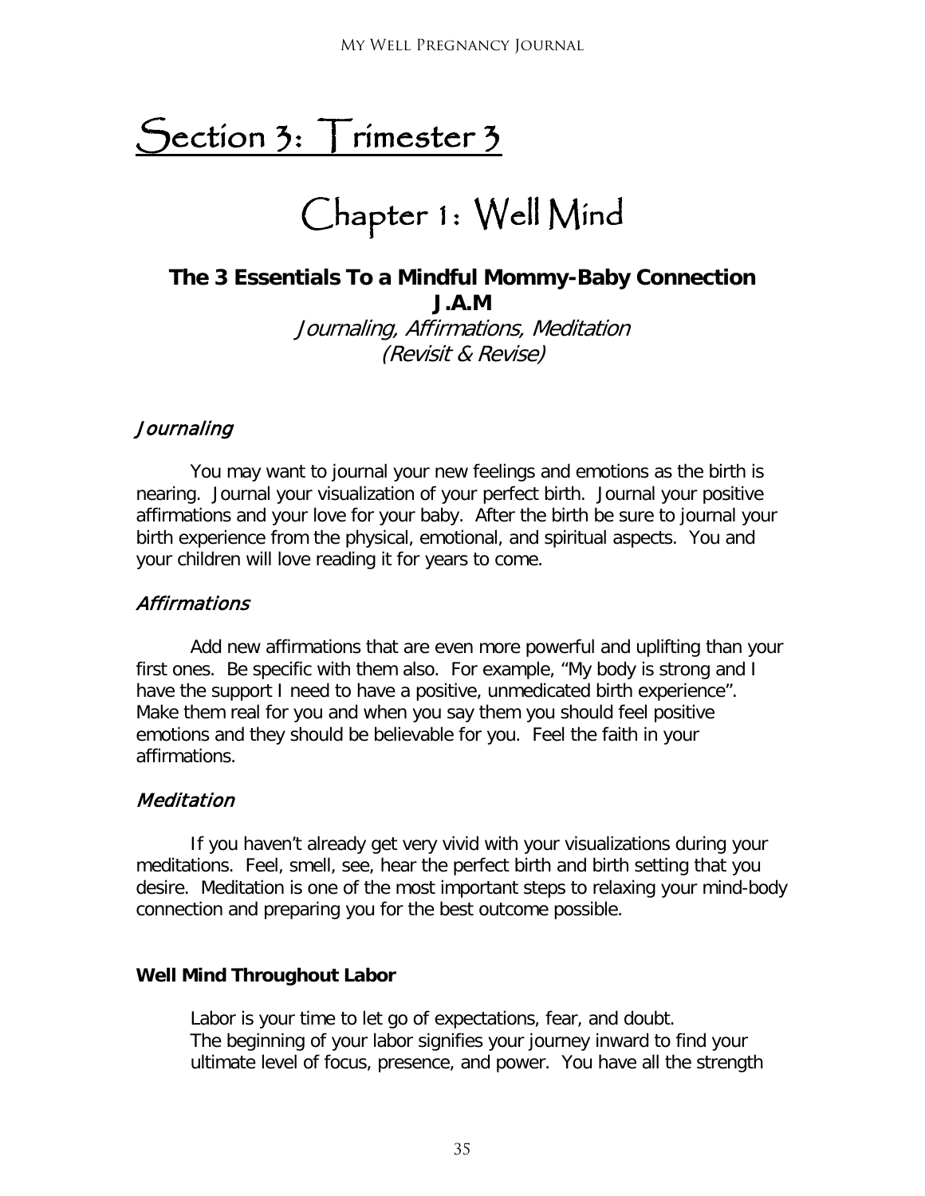# Section 3: Trimester 3

## Chapter 1: Well Mind

**The 3 Essentials To a Mindful Mommy-Baby Connection**
**J.A.M**
*Journaling, Affirmations, Meditation*
*(Revisit & Revise)*

### *Journaling*

You may want to journal your new feelings and emotions as the birth is nearing. Journal your visualization of your perfect birth. Journal your positive affirmations and your love for your baby. After the birth be sure to journal your birth experience from the physical, emotional, and spiritual aspects. You and your children will love reading it for years to come.

### *Affirmations*

Add new affirmations that are even more powerful and uplifting than your first ones. Be specific with them also. For example, "My body is strong and I have the support I need to have a positive, unmedicated birth experience". Make them real for you and when you say them you should feel positive emotions and they should be believable for you. Feel the faith in your affirmations.

### *Meditation*

If you haven't already get very vivid with your visualizations during your meditations. Feel, smell, see, hear the perfect birth and birth setting that you desire. Meditation is one of the most important steps to relaxing your mind-body connection and preparing you for the best outcome possible.

**Well Mind Throughout Labor**

Labor is your time to let go of expectations, fear, and doubt. The beginning of your labor signifies your journey inward to find your ultimate level of focus, presence, and power. You have all the strength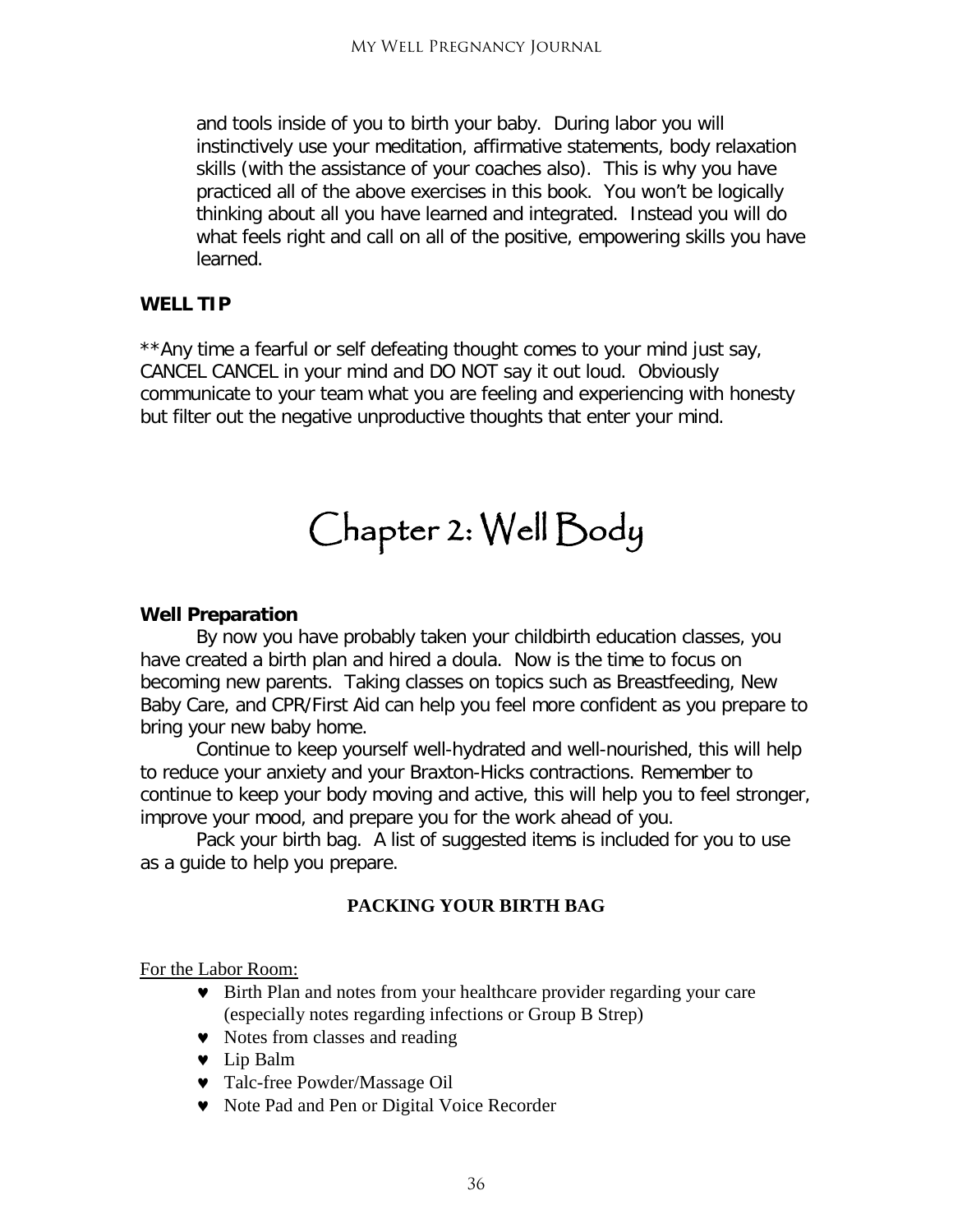and tools inside of you to birth your baby. During labor you will instinctively use your meditation, affirmative statements, body relaxation skills (with the assistance of your coaches also). This is why you have practiced all of the above exercises in this book. You won't be logically thinking about all you have learned and integrated. Instead you will do what feels right and call on all of the positive, empowering skills you have learned.

**WELL TIP**

**Any time a fearful or self defeating thought comes to your mind just say, CANCEL CANCEL in your mind and DO NOT say it out loud. Obviously communicate to your team what you are feeling and experiencing with honesty but filter out the negative unproductive thoughts that enter your mind.

# Chapter 2: Well Body

**Well Preparation**

By now you have probably taken your childbirth education classes, you have created a birth plan and hired a doula. Now is the time to focus on becoming new parents. Taking classes on topics such as Breastfeeding, New Baby Care, and CPR/First Aid can help you feel more confident as you prepare to bring your new baby home.

Continue to keep yourself well-hydrated and well-nourished, this will help to reduce your anxiety and your Braxton-Hicks contractions. Remember to continue to keep your body moving and active, this will help you to feel stronger, improve your mood, and prepare you for the work ahead of you.

Pack your birth bag. A list of suggested items is included for you to use as a guide to help you prepare.

**PACKING YOUR BIRTH BAG**

For the Labor Room:

- Birth Plan and notes from your healthcare provider regarding your care (especially notes regarding infections or Group B Strep)
- Notes from classes and reading
- Lip Balm
- Talc-free Powder/Massage Oil
- Note Pad and Pen or Digital Voice Recorder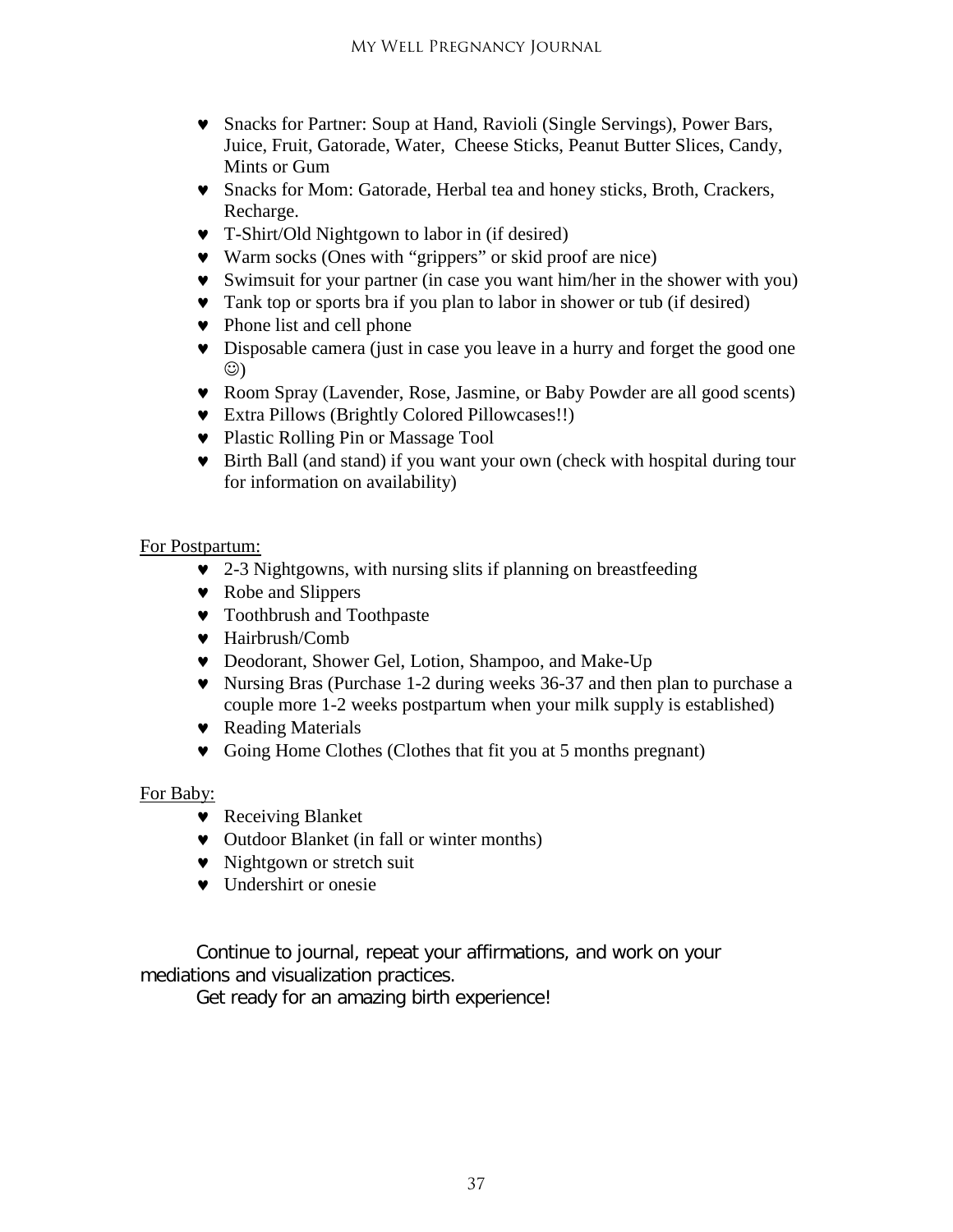- Snacks for Partner: Soup at Hand, Ravioli (Single Servings), Power Bars, Juice, Fruit, Gatorade, Water, Cheese Sticks, Peanut Butter Slices, Candy, Mints or Gum
- Snacks for Mom: Gatorade, Herbal tea and honey sticks, Broth, Crackers, Recharge.
- T-Shirt/Old Nightgown to labor in (if desired)
- Warm socks (Ones with "grippers" or skid proof are nice)
- Swimsuit for your partner (in case you want him/her in the shower with you)
- Tank top or sports bra if you plan to labor in shower or tub (if desired)
- Phone list and cell phone
- Disposable camera (just in case you leave in a hurry and forget the good one ☺)
- Room Spray (Lavender, Rose, Jasmine, or Baby Powder are all good scents)
- Extra Pillows (Brightly Colored Pillowcases!!)
- Plastic Rolling Pin or Massage Tool
- Birth Ball (and stand) if you want your own (check with hospital during tour for information on availability)

For Postpartum:

- 2-3 Nightgowns, with nursing slits if planning on breastfeeding
- Robe and Slippers
- Toothbrush and Toothpaste
- Hairbrush/Comb
- Deodorant, Shower Gel, Lotion, Shampoo, and Make-Up
- Nursing Bras (Purchase 1-2 during weeks 36-37 and then plan to purchase a couple more 1-2 weeks postpartum when your milk supply is established)
- Reading Materials
- Going Home Clothes (Clothes that fit you at 5 months pregnant)

For Baby:

- Receiving Blanket
- Outdoor Blanket (in fall or winter months)
- Nightgown or stretch suit
- Undershirt or onesie

Continue to journal, repeat your affirmations, and work on your mediations and visualization practices.

Get ready for an amazing birth experience!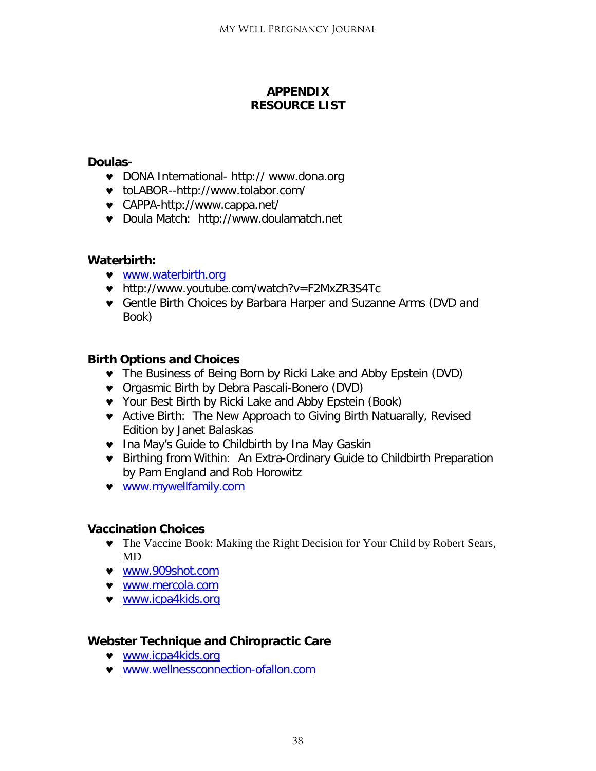# APPENDIX
# RESOURCE LIST

**Doulas-**

- DONA International- http:// www.dona.org
- toLABOR--http://www.tolabor.com/
- CAPPA-http://www.cappa.net/
- Doula Match:  http://www.doulamatch.net

**Waterbirth:**

- www.waterbirth.org
- http://www.youtube.com/watch?v=F2MxZR3S4Tc
- Gentle Birth Choices by Barbara Harper and Suzanne Arms (DVD and Book)

**Birth Options and Choices**

- The Business of Being Born by Ricki Lake and Abby Epstein (DVD)
- Orgasmic Birth by Debra Pascali-Bonero (DVD)
- Your Best Birth by Ricki Lake and Abby Epstein (Book)
- Active Birth:  The New Approach to Giving Birth Natuarally, Revised Edition by Janet Balaskas
- Ina May's Guide to Childbirth by Ina May Gaskin
- Birthing from Within:  An Extra-Ordinary Guide to Childbirth Preparation by Pam England and Rob Horowitz
- www.mywellfamily.com

**Vaccination Choices**

- The Vaccine Book: Making the Right Decision for Your Child by Robert Sears, MD
- www.909shot.com
- www.mercola.com
- www.icpa4kids.org

**Webster Technique and Chiropractic Care**

- www.icpa4kids.org
- www.wellnessconnection-ofallon.com